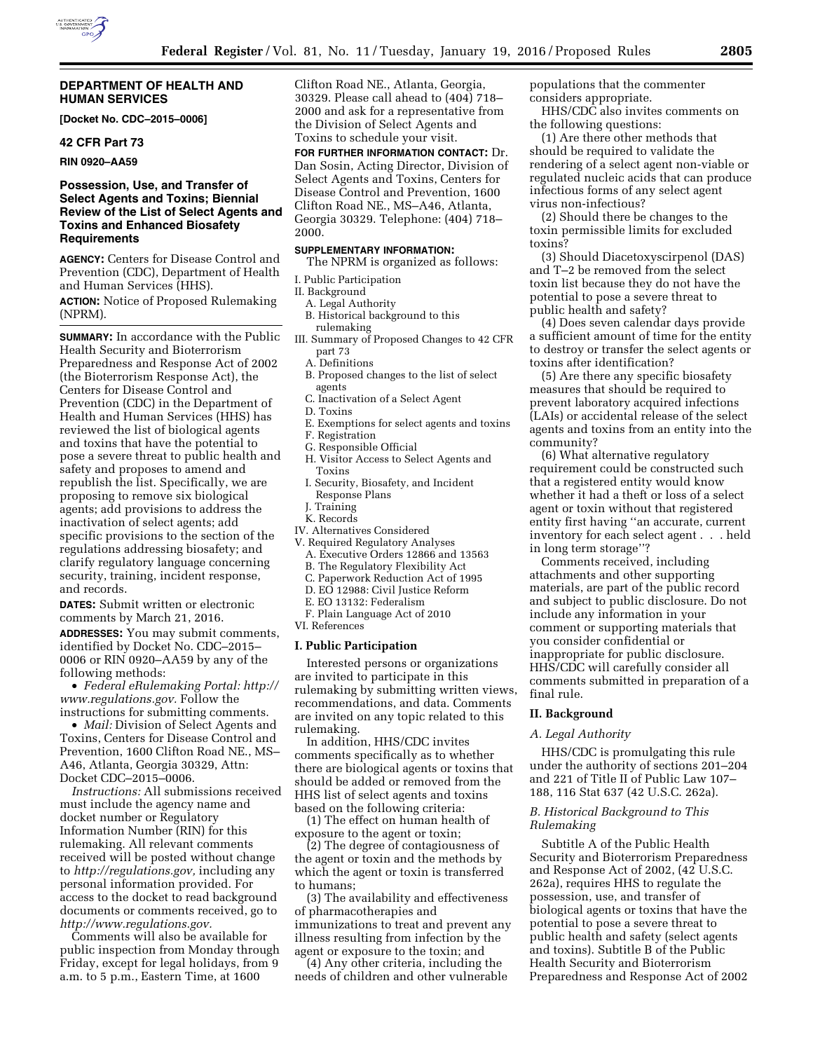## DEPARTMENT OF HEALTH AND HUMAN SERVICES

**[Docket No. CDC–2015–0006]**

### 42 CFR Part 73

**RIN 0920–AA59**

### Possession, Use, and Transfer of Select Agents and Toxins; Biennial Review of the List of Select Agents and Toxins and Enhanced Biosafety Requirements

**AGENCY:** Centers for Disease Control and Prevention (CDC), Department of Health and Human Services (HHS).

**ACTION:** Notice of Proposed Rulemaking (NPRM).

**SUMMARY:** In accordance with the Public Health Security and Bioterrorism Preparedness and Response Act of 2002 (the Bioterrorism Response Act), the Centers for Disease Control and Prevention (CDC) in the Department of Health and Human Services (HHS) has reviewed the list of biological agents and toxins that have the potential to pose a severe threat to public health and safety and proposes to amend and republish the list. Specifically, we are proposing to remove six biological agents; add provisions to address the inactivation of select agents; add specific provisions to the section of the regulations addressing biosafety; and clarify regulatory language concerning security, training, incident response, and records.

**DATES:** Submit written or electronic comments by March 21, 2016.

**ADDRESSES:** You may submit comments, identified by Docket No. CDC–2015–0006 or RIN 0920–AA59 by any of the following methods:

- *Federal eRulemaking Portal: http://www.regulations.gov.* Follow the instructions for submitting comments.
- *Mail:* Division of Select Agents and Toxins, Centers for Disease Control and Prevention, 1600 Clifton Road NE., MS–A46, Atlanta, Georgia 30329, Attn: Docket CDC–2015–0006.

*Instructions:* All submissions received must include the agency name and docket number or Regulatory Information Number (RIN) for this rulemaking. All relevant comments received will be posted without change to *http://regulations.gov,* including any personal information provided. For access to the docket to read background documents or comments received, go to *http://www.regulations.gov.*

Comments will also be available for public inspection from Monday through Friday, except for legal holidays, from 9 a.m. to 5 p.m., Eastern Time, at 1600 Clifton Road NE., Atlanta, Georgia, 30329. Please call ahead to (404) 718–2000 and ask for a representative from the Division of Select Agents and Toxins to schedule your visit.

**FOR FURTHER INFORMATION CONTACT:** Dr. Dan Sosin, Acting Director, Division of Select Agents and Toxins, Centers for Disease Control and Prevention, 1600 Clifton Road NE., MS–A46, Atlanta, Georgia 30329. Telephone: (404) 718–2000.

**SUPPLEMENTARY INFORMATION:**

The NPRM is organized as follows:

I. Public Participation
II. Background
  A. Legal Authority
  B. Historical background to this rulemaking
III. Summary of Proposed Changes to 42 CFR part 73
  A. Definitions
  B. Proposed changes to the list of select agents
  C. Inactivation of a Select Agent
  D. Toxins
  E. Exemptions for select agents and toxins
  F. Registration
  G. Responsible Official
  H. Visitor Access to Select Agents and Toxins
  I. Security, Biosafety, and Incident Response Plans
  J. Training
  K. Records
IV. Alternatives Considered
V. Required Regulatory Analyses
  A. Executive Orders 12866 and 13563
  B. The Regulatory Flexibility Act
  C. Paperwork Reduction Act of 1995
  D. EO 12988: Civil Justice Reform
  E. EO 13132: Federalism
  F. Plain Language Act of 2010
VI. References

### I. Public Participation

Interested persons or organizations are invited to participate in this rulemaking by submitting written views, recommendations, and data. Comments are invited on any topic related to this rulemaking.

In addition, HHS/CDC invites comments specifically as to whether there are biological agents or toxins that should be added or removed from the HHS list of select agents and toxins based on the following criteria:

(1) The effect on human health of exposure to the agent or toxin;

(2) The degree of contagiousness of the agent or toxin and the methods by which the agent or toxin is transferred to humans;

(3) The availability and effectiveness of pharmacotherapies and immunizations to treat and prevent any illness resulting from infection by the agent or exposure to the toxin; and

(4) Any other criteria, including the needs of children and other vulnerable populations that the commenter considers appropriate.

HHS/CDC also invites comments on the following questions:

(1) Are there other methods that should be required to validate the rendering of a select agent non-viable or regulated nucleic acids that can produce infectious forms of any select agent virus non-infectious?

(2) Should there be changes to the toxin permissible limits for excluded toxins?

(3) Should Diacetoxyscirpenol (DAS) and T–2 be removed from the select toxin list because they do not have the potential to pose a severe threat to public health and safety?

(4) Does seven calendar days provide a sufficient amount of time for the entity to destroy or transfer the select agents or toxins after identification?

(5) Are there any specific biosafety measures that should be required to prevent laboratory acquired infections (LAIs) or accidental release of the select agents and toxins from an entity into the community?

(6) What alternative regulatory requirement could be constructed such that a registered entity would know whether it had a theft or loss of a select agent or toxin without that registered entity first having ''an accurate, current inventory for each select agent . . . held in long term storage''?

Comments received, including attachments and other supporting materials, are part of the public record and subject to public disclosure. Do not include any information in your comment or supporting materials that you consider confidential or inappropriate for public disclosure. HHS/CDC will carefully consider all comments submitted in preparation of a final rule.

### II. Background

#### *A. Legal Authority*

HHS/CDC is promulgating this rule under the authority of sections 201–204 and 221 of Title II of Public Law 107–188, 116 Stat 637 (42 U.S.C. 262a).

#### *B. Historical Background to This Rulemaking*

Subtitle A of the Public Health Security and Bioterrorism Preparedness and Response Act of 2002, (42 U.S.C. 262a), requires HHS to regulate the possession, use, and transfer of biological agents or toxins that have the potential to pose a severe threat to public health and safety (select agents and toxins). Subtitle B of the Public Health Security and Bioterrorism Preparedness and Response Act of 2002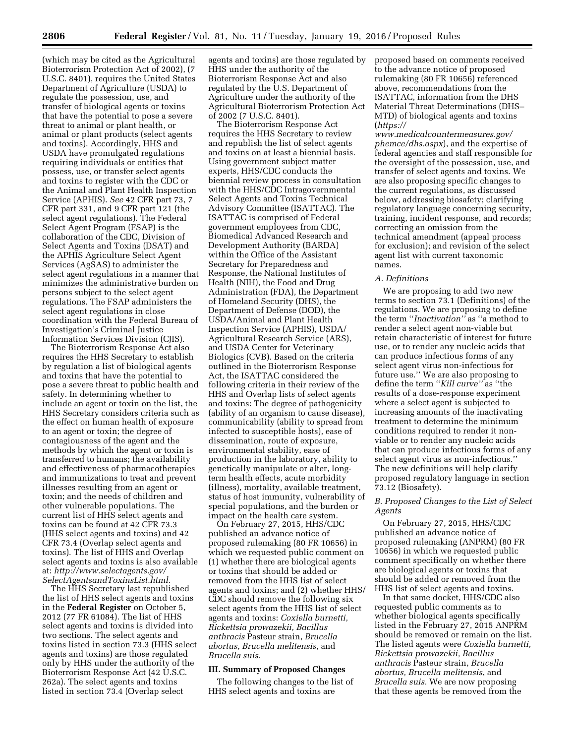(which may be cited as the Agricultural Bioterrorism Protection Act of 2002), (7 U.S.C. 8401), requires the United States Department of Agriculture (USDA) to regulate the possession, use, and transfer of biological agents or toxins that have the potential to pose a severe threat to animal or plant health, or animal or plant products (select agents and toxins). Accordingly, HHS and USDA have promulgated regulations requiring individuals or entities that possess, use, or transfer select agents and toxins to register with the CDC or the Animal and Plant Health Inspection Service (APHIS). *See* 42 CFR part 73, 7 CFR part 331, and 9 CFR part 121 (the select agent regulations). The Federal Select Agent Program (FSAP) is the collaboration of the CDC, Division of Select Agents and Toxins (DSAT) and the APHIS Agriculture Select Agent Services (AgSAS) to administer the select agent regulations in a manner that minimizes the administrative burden on persons subject to the select agent regulations. The FSAP administers the select agent regulations in close coordination with the Federal Bureau of Investigation's Criminal Justice Information Services Division (CJIS).

The Bioterrorism Response Act also requires the HHS Secretary to establish by regulation a list of biological agents and toxins that have the potential to pose a severe threat to public health and safety. In determining whether to include an agent or toxin on the list, the HHS Secretary considers criteria such as the effect on human health of exposure to an agent or toxin; the degree of contagiousness of the agent and the methods by which the agent or toxin is transferred to humans; the availability and effectiveness of pharmacotherapies and immunizations to treat and prevent illnesses resulting from an agent or toxin; and the needs of children and other vulnerable populations. The current list of HHS select agents and toxins can be found at 42 CFR 73.3 (HHS select agents and toxins) and 42 CFR 73.4 (Overlap select agents and toxins). The list of HHS and Overlap select agents and toxins is also available at: *http://www.selectagents.gov/SelectAgentsandToxinsList.html*.

The HHS Secretary last republished the list of HHS select agents and toxins in the **Federal Register** on October 5, 2012 (77 FR 61084). The list of HHS select agents and toxins is divided into two sections. The select agents and toxins listed in section 73.3 (HHS select agents and toxins) are those regulated only by HHS under the authority of the Bioterrorism Response Act (42 U.S.C. 262a). The select agents and toxins listed in section 73.4 (Overlap select agents and toxins) are those regulated by HHS under the authority of the Bioterrorism Response Act and also regulated by the U.S. Department of Agriculture under the authority of the Agricultural Bioterrorism Protection Act of 2002 (7 U.S.C. 8401).

The Bioterrorism Response Act requires the HHS Secretary to review and republish the list of select agents and toxins on at least a biennial basis. Using government subject matter experts, HHS/CDC conducts the biennial review process in consultation with the HHS/CDC Intragovernmental Select Agents and Toxins Technical Advisory Committee (ISATTAC). The ISATTAC is comprised of Federal government employees from CDC, Biomedical Advanced Research and Development Authority (BARDA) within the Office of the Assistant Secretary for Preparedness and Response, the National Institutes of Health (NIH), the Food and Drug Administration (FDA), the Department of Homeland Security (DHS), the Department of Defense (DOD), the USDA/Animal and Plant Health Inspection Service (APHIS), USDA/Agricultural Research Service (ARS), and USDA Center for Veterinary Biologics (CVB). Based on the criteria outlined in the Bioterrorism Response Act, the ISATTAC considered the following criteria in their review of the HHS and Overlap lists of select agents and toxins: The degree of pathogenicity (ability of an organism to cause disease), communicability (ability to spread from infected to susceptible hosts), ease of dissemination, route of exposure, environmental stability, ease of production in the laboratory, ability to genetically manipulate or alter, long-term health effects, acute morbidity (illness), mortality, available treatment, status of host immunity, vulnerability of special populations, and the burden or impact on the health care system.

On February 27, 2015, HHS/CDC published an advance notice of proposed rulemaking (80 FR 10656) in which we requested public comment on (1) whether there are biological agents or toxins that should be added or removed from the HHS list of select agents and toxins; and (2) whether HHS/CDC should remove the following six select agents from the HHS list of select agents and toxins: *Coxiella burnetti, Rickettsia prowazekii, Bacillus anthracis* Pasteur strain, *Brucella abortus, Brucella melitensis*, and *Brucella suis.*

## III. Summary of Proposed Changes

The following changes to the list of HHS select agents and toxins are proposed based on comments received to the advance notice of proposed rulemaking (80 FR 10656) referenced above, recommendations from the ISATTAC, information from the DHS Material Threat Determinations (DHS–MTD) of biological agents and toxins (*https://www.medicalcountermeasures.gov/phemce/dhs.aspx*), and the expertise of federal agencies and staff responsible for the oversight of the possession, use, and transfer of select agents and toxins. We are also proposing specific changes to the current regulations, as discussed below, addressing biosafety; clarifying regulatory language concerning security, training, incident response, and records; correcting an omission from the technical amendment (appeal process for exclusion); and revision of the select agent list with current taxonomic names.

### *A. Definitions*

We are proposing to add two new terms to section 73.1 (Definitions) of the regulations. We are proposing to define the term ''*Inactivation*'' as ''a method to render a select agent non-viable but retain characteristic of interest for future use, or to render any nucleic acids that can produce infectious forms of any select agent virus non-infectious for future use.'' We are also proposing to define the term ''*Kill curve*'' as ''the results of a dose-response experiment where a select agent is subjected to increasing amounts of the inactivating treatment to determine the minimum conditions required to render it non-viable or to render any nucleic acids that can produce infectious forms of any select agent virus as non-infectious.'' The new definitions will help clarify proposed regulatory language in section 73.12 (Biosafety).

### *B. Proposed Changes to the List of Select Agents*

On February 27, 2015, HHS/CDC published an advance notice of proposed rulemaking (ANPRM) (80 FR 10656) in which we requested public comment specifically on whether there are biological agents or toxins that should be added or removed from the HHS list of select agents and toxins.

In that same docket, HHS/CDC also requested public comments as to whether biological agents specifically listed in the February 27, 2015 ANPRM should be removed or remain on the list. The listed agents were *Coxiella burnetti, Rickettsia prowazekii, Bacillus anthracis* Pasteur strain, *Brucella abortus, Brucella melitensis*, and *Brucella suis.* We are now proposing that these agents be removed from the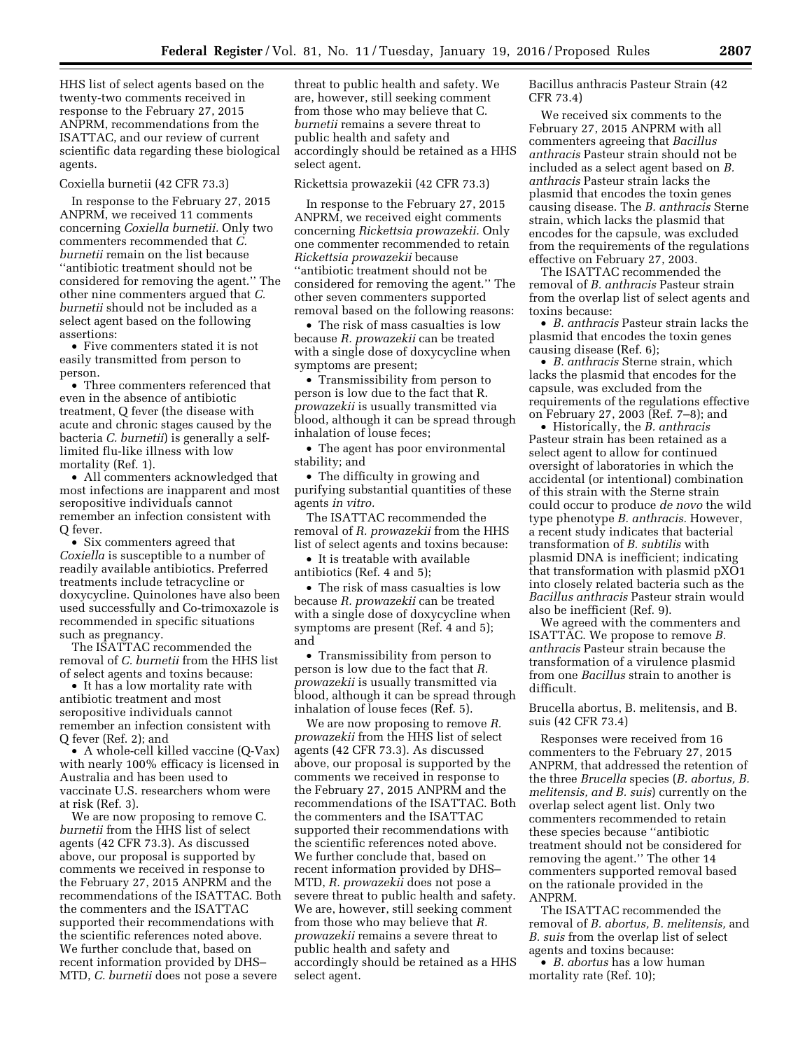HHS list of select agents based on the twenty-two comments received in response to the February 27, 2015 ANPRM, recommendations from the ISATTAC, and our review of current scientific data regarding these biological agents.

Coxiella burnetii (42 CFR 73.3)

In response to the February 27, 2015 ANPRM, we received 11 comments concerning *Coxiella burnetii.* Only two commenters recommended that *C. burnetii* remain on the list because ''antibiotic treatment should not be considered for removing the agent.'' The other nine commenters argued that *C. burnetii* should not be included as a select agent based on the following assertions:

- Five commenters stated it is not easily transmitted from person to person.
- Three commenters referenced that even in the absence of antibiotic treatment, Q fever (the disease with acute and chronic stages caused by the bacteria *C. burnetii*) is generally a self-limited flu-like illness with low mortality (Ref. 1).
- All commenters acknowledged that most infections are inapparent and most seropositive individuals cannot remember an infection consistent with Q fever.
- Six commenters agreed that *Coxiella* is susceptible to a number of readily available antibiotics. Preferred treatments include tetracycline or doxycycline. Quinolones have also been used successfully and Co-trimoxazole is recommended in specific situations such as pregnancy.

The ISATTAC recommended the removal of *C. burnetii* from the HHS list of select agents and toxins because:

- It has a low mortality rate with antibiotic treatment and most seropositive individuals cannot remember an infection consistent with Q fever (Ref. 2); and
- A whole-cell killed vaccine (Q-Vax) with nearly 100% efficacy is licensed in Australia and has been used to vaccinate U.S. researchers whom were at risk (Ref. 3).

We are now proposing to remove C. *burnetii* from the HHS list of select agents (42 CFR 73.3). As discussed above, our proposal is supported by comments we received in response to the February 27, 2015 ANPRM and the recommendations of the ISATTAC. Both the commenters and the ISATTAC supported their recommendations with the scientific references noted above. We further conclude that, based on recent information provided by DHS–MTD, *C. burnetii* does not pose a severe threat to public health and safety. We are, however, still seeking comment from those who may believe that C. *burnetii* remains a severe threat to public health and safety and accordingly should be retained as a HHS select agent.

Rickettsia prowazekii (42 CFR 73.3)

In response to the February 27, 2015 ANPRM, we received eight comments concerning *Rickettsia prowazekii.* Only one commenter recommended to retain *Rickettsia prowazekii* because ''antibiotic treatment should not be considered for removing the agent.'' The other seven commenters supported removal based on the following reasons:

- The risk of mass casualties is low because *R. prowazekii* can be treated with a single dose of doxycycline when symptoms are present;
- Transmissibility from person to person is low due to the fact that R. *prowazekii* is usually transmitted via blood, although it can be spread through inhalation of louse feces;
- The agent has poor environmental stability; and
- The difficulty in growing and purifying substantial quantities of these agents *in vitro.*

The ISATTAC recommended the removal of *R. prowazekii* from the HHS list of select agents and toxins because:

- It is treatable with available antibiotics (Ref. 4 and 5);
- The risk of mass casualties is low because *R. prowazekii* can be treated with a single dose of doxycycline when symptoms are present (Ref. 4 and 5); and
- Transmissibility from person to person is low due to the fact that *R. prowazekii* is usually transmitted via blood, although it can be spread through inhalation of louse feces (Ref. 5).

We are now proposing to remove *R. prowazekii* from the HHS list of select agents (42 CFR 73.3). As discussed above, our proposal is supported by the comments we received in response to the February 27, 2015 ANPRM and the recommendations of the ISATTAC. Both the commenters and the ISATTAC supported their recommendations with the scientific references noted above. We further conclude that, based on recent information provided by DHS–MTD, *R. prowazekii* does not pose a severe threat to public health and safety. We are, however, still seeking comment from those who may believe that *R. prowazekii* remains a severe threat to public health and safety and accordingly should be retained as a HHS select agent.

Bacillus anthracis Pasteur Strain (42 CFR 73.4)

We received six comments to the February 27, 2015 ANPRM with all commenters agreeing that *Bacillus anthracis* Pasteur strain should not be included as a select agent based on *B. anthracis* Pasteur strain lacks the plasmid that encodes the toxin genes causing disease. The *B. anthracis* Sterne strain, which lacks the plasmid that encodes for the capsule, was excluded from the requirements of the regulations effective on February 27, 2003.

The ISATTAC recommended the removal of *B. anthracis* Pasteur strain from the overlap list of select agents and toxins because:

- *B. anthracis* Pasteur strain lacks the plasmid that encodes the toxin genes causing disease (Ref. 6);
- *B. anthracis* Sterne strain, which lacks the plasmid that encodes for the capsule, was excluded from the requirements of the regulations effective on February 27, 2003 (Ref. 7–8); and
- Historically, the *B. anthracis* Pasteur strain has been retained as a select agent to allow for continued oversight of laboratories in which the accidental (or intentional) combination of this strain with the Sterne strain could occur to produce *de novo* the wild type phenotype *B. anthracis.* However, a recent study indicates that bacterial transformation of *B. subtilis* with plasmid DNA is inefficient; indicating that transformation with plasmid pXO1 into closely related bacteria such as the *Bacillus anthracis* Pasteur strain would also be inefficient (Ref. 9).

We agreed with the commenters and ISATTAC. We propose to remove *B. anthracis* Pasteur strain because the transformation of a virulence plasmid from one *Bacillus* strain to another is difficult.

Brucella abortus, B. melitensis, and B. suis (42 CFR 73.4)

Responses were received from 16 commenters to the February 27, 2015 ANPRM, that addressed the retention of the three *Brucella* species (*B. abortus, B. melitensis, and B. suis*) currently on the overlap select agent list. Only two commenters recommended to retain these species because ''antibiotic treatment should not be considered for removing the agent.'' The other 14 commenters supported removal based on the rationale provided in the ANPRM.

The ISATTAC recommended the removal of *B. abortus, B. melitensis,* and *B. suis* from the overlap list of select agents and toxins because:

- *B. abortus* has a low human mortality rate (Ref. 10);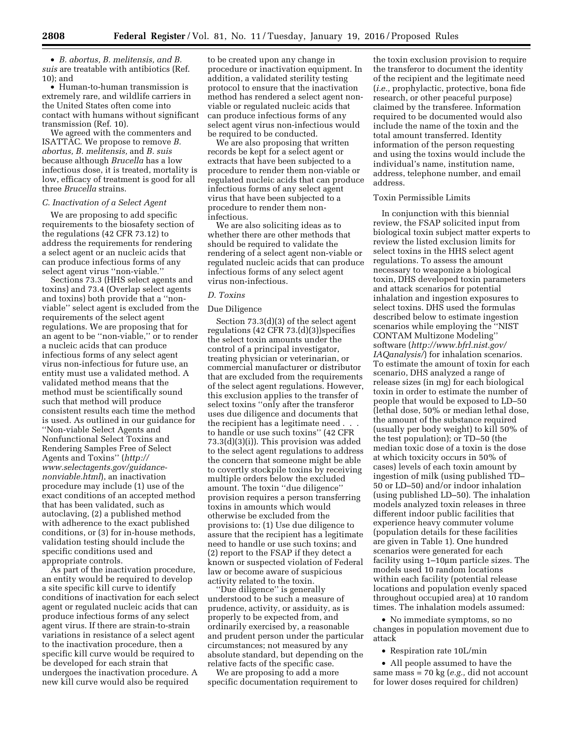- *B. abortus, B. melitensis, and B. suis* are treatable with antibiotics (Ref. 10); and
- Human-to-human transmission is extremely rare, and wildlife carriers in the United States often come into contact with humans without significant transmission (Ref. 10).

We agreed with the commenters and ISATTAC. We propose to remove *B. abortus, B. melitensis,* and *B. suis* because although *Brucella* has a low infectious dose, it is treated, mortality is low, efficacy of treatment is good for all three *Brucella* strains.

### *C. Inactivation of a Select Agent*

We are proposing to add specific requirements to the biosafety section of the regulations (42 CFR 73.12) to address the requirements for rendering a select agent or an nucleic acids that can produce infectious forms of any select agent virus ''non-viable.''

Sections 73.3 (HHS select agents and toxins) and 73.4 (Overlap select agents and toxins) both provide that a ''non-viable'' select agent is excluded from the requirements of the select agent regulations. We are proposing that for an agent to be ''non-viable,'' or to render a nucleic acids that can produce infectious forms of any select agent virus non-infectious for future use, an entity must use a validated method. A validated method means that the method must be scientifically sound such that method will produce consistent results each time the method is used. As outlined in our guidance for ''Non-viable Select Agents and Nonfunctional Select Toxins and Rendering Samples Free of Select Agents and Toxins'' (*http://www.selectagents.gov/guidance-nonviable.html*), an inactivation procedure may include (1) use of the exact conditions of an accepted method that has been validated, such as autoclaving, (2) a published method with adherence to the exact published conditions, or (3) for in-house methods, validation testing should include the specific conditions used and appropriate controls.

As part of the inactivation procedure, an entity would be required to develop a site specific kill curve to identify conditions of inactivation for each select agent or regulated nucleic acids that can produce infectious forms of any select agent virus. If there are strain-to-strain variations in resistance of a select agent to the inactivation procedure, then a specific kill curve would be required to be developed for each strain that undergoes the inactivation procedure. A new kill curve would also be required to be created upon any change in procedure or inactivation equipment. In addition, a validated sterility testing protocol to ensure that the inactivation method has rendered a select agent non-viable or regulated nucleic acids that can produce infectious forms of any select agent virus non-infectious would be required to be conducted.

We are also proposing that written records be kept for a select agent or extracts that have been subjected to a procedure to render them non-viable or regulated nucleic acids that can produce infectious forms of any select agent virus that have been subjected to a procedure to render them non-infectious.

We are also soliciting ideas as to whether there are other methods that should be required to validate the rendering of a select agent non-viable or regulated nucleic acids that can produce infectious forms of any select agent virus non-infectious.

### *D. Toxins*

Due Diligence

Section 73.3(d)(3) of the select agent regulations (42 CFR 73.(d)(3))specifies the select toxin amounts under the control of a principal investigator, treating physician or veterinarian, or commercial manufacturer or distributor that are excluded from the requirements of the select agent regulations. However, this exclusion applies to the transfer of select toxins ''only after the transferor uses due diligence and documents that the recipient has a legitimate need . . . to handle or use such toxins'' (42 CFR 73.3(d)(3)(i)). This provision was added to the select agent regulations to address the concern that someone might be able to covertly stockpile toxins by receiving multiple orders below the excluded amount. The toxin ''due diligence'' provision requires a person transferring toxins in amounts which would otherwise be excluded from the provisions to: (1) Use due diligence to assure that the recipient has a legitimate need to handle or use such toxins; and (2) report to the FSAP if they detect a known or suspected violation of Federal law or become aware of suspicious activity related to the toxin.

''Due diligence'' is generally understood to be such a measure of prudence, activity, or assiduity, as is properly to be expected from, and ordinarily exercised by, a reasonable and prudent person under the particular circumstances; not measured by any absolute standard, but depending on the relative facts of the specific case.

We are proposing to add a more specific documentation requirement to the toxin exclusion provision to require the transferor to document the identity of the recipient and the legitimate need (*i.e.,* prophylactic, protective, bona fide research, or other peaceful purpose) claimed by the transferee. Information required to be documented would also include the name of the toxin and the total amount transferred. Identity information of the person requesting and using the toxins would include the individual's name, institution name, address, telephone number, and email address.

Toxin Permissible Limits

In conjunction with this biennial review, the FSAP solicited input from biological toxin subject matter experts to review the listed exclusion limits for select toxins in the HHS select agent regulations. To assess the amount necessary to weaponize a biological toxin, DHS developed toxin parameters and attack scenarios for potential inhalation and ingestion exposures to select toxins. DHS used the formulas described below to estimate ingestion scenarios while employing the ''NIST CONTAM Multizone Modeling'' software (*http://www.bfrl.nist.gov/IAQanalysis/*) for inhalation scenarios. To estimate the amount of toxin for each scenario, DHS analyzed a range of release sizes (in mg) for each biological toxin in order to estimate the number of people that would be exposed to LD–50 (lethal dose, 50% or median lethal dose, the amount of the substance required (usually per body weight) to kill 50% of the test population); or TD–50 (the median toxic dose of a toxin is the dose at which toxicity occurs in 50% of cases) levels of each toxin amount by ingestion of milk (using published TD–50 or LD–50) and/or indoor inhalation (using published LD–50). The inhalation models analyzed toxin releases in three different indoor public facilities that experience heavy commuter volume (population details for these facilities are given in Table 1). One hundred scenarios were generated for each facility using 1–10μm particle sizes. The models used 10 random locations within each facility (potential release locations and population evenly spaced throughout occupied area) at 10 random times. The inhalation models assumed:

- No immediate symptoms, so no changes in population movement due to attack
- Respiration rate 10L/min
- All people assumed to have the same mass = 70 kg (*e.g.,* did not account for lower doses required for children)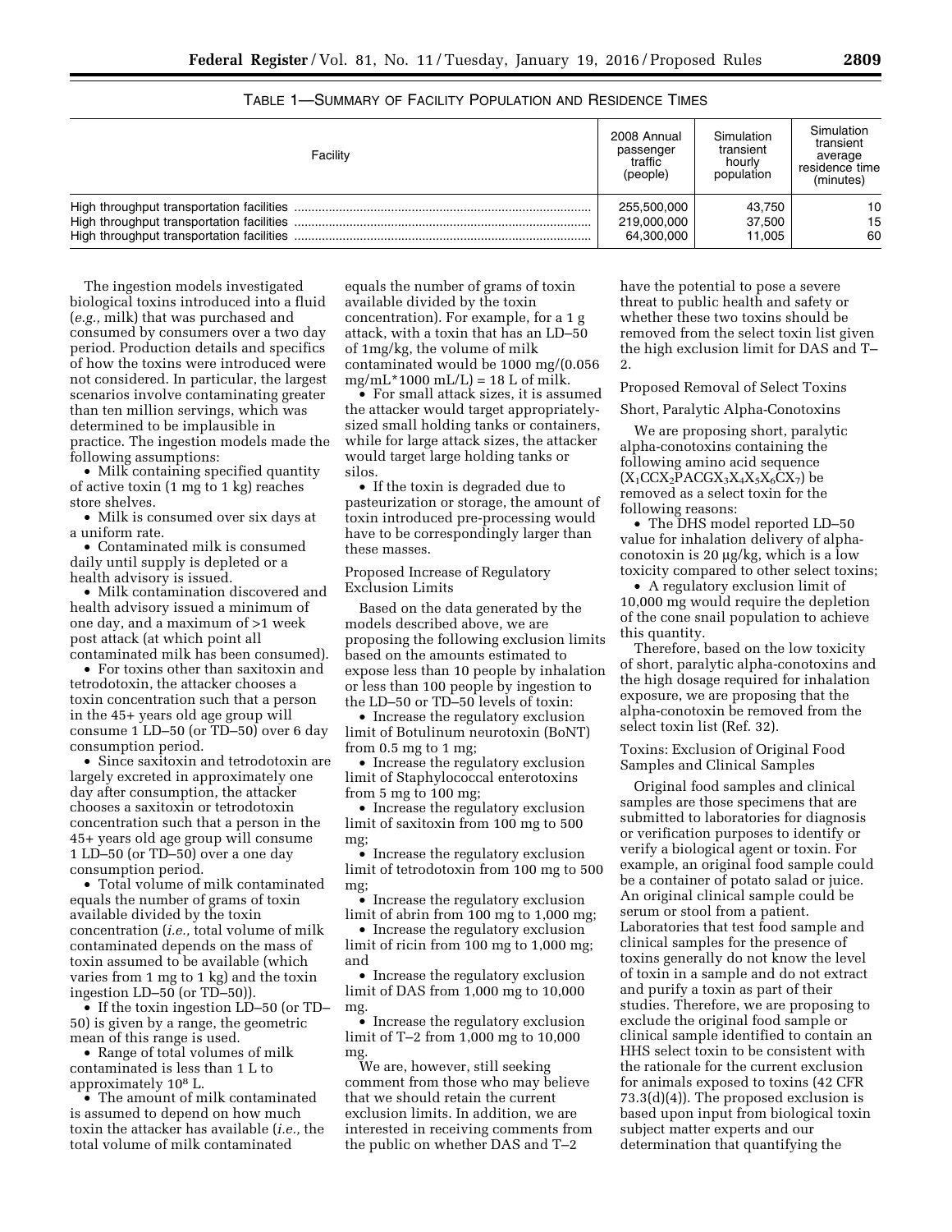TABLE 1—SUMMARY OF FACILITY POPULATION AND RESIDENCE TIMES

| Facility | 2008 Annual passenger traffic (people) | Simulation transient hourly population | Simulation transient average residence time (minutes) |
|---|---|---|---|
| High throughput transportation facilities | 255,500,000 | 43,750 | 10 |
| High throughput transportation facilities | 219,000,000 | 37,500 | 15 |
| High throughput transportation facilities | 64,300,000 | 11,005 | 60 |

The ingestion models investigated biological toxins introduced into a fluid (*e.g.,* milk) that was purchased and consumed by consumers over a two day period. Production details and specifics of how the toxins were introduced were not considered. In particular, the largest scenarios involve contaminating greater than ten million servings, which was determined to be implausible in practice. The ingestion models made the following assumptions:

- Milk containing specified quantity of active toxin (1 mg to 1 kg) reaches store shelves.
- Milk is consumed over six days at a uniform rate.
- Contaminated milk is consumed daily until supply is depleted or a health advisory is issued.
- Milk contamination discovered and health advisory issued a minimum of one day, and a maximum of >1 week post attack (at which point all contaminated milk has been consumed).
- For toxins other than saxitoxin and tetrodotoxin, the attacker chooses a toxin concentration such that a person in the 45+ years old age group will consume 1 LD–50 (or TD–50) over 6 day consumption period.
- Since saxitoxin and tetrodotoxin are largely excreted in approximately one day after consumption, the attacker chooses a saxitoxin or tetrodotoxin concentration such that a person in the 45+ years old age group will consume 1 LD–50 (or TD–50) over a one day consumption period.
- Total volume of milk contaminated equals the number of grams of toxin available divided by the toxin concentration (*i.e.,* total volume of milk contaminated depends on the mass of toxin assumed to be available (which varies from 1 mg to 1 kg) and the toxin ingestion LD–50 (or TD–50)).
- If the toxin ingestion LD–50 (or TD–50) is given by a range, the geometric mean of this range is used.
- Range of total volumes of milk contaminated is less than 1 L to approximately $10^8$ L.
- The amount of milk contaminated is assumed to depend on how much toxin the attacker has available (*i.e.,* the total volume of milk contaminated equals the number of grams of toxin available divided by the toxin concentration). For example, for a 1 g attack, with a toxin that has an LD–50 of 1mg/kg, the volume of milk contaminated would be 1000 mg/(0.056 mg/mL*1000 mL/L) = 18 L of milk.
- For small attack sizes, it is assumed the attacker would target appropriately-sized small holding tanks or containers, while for large attack sizes, the attacker would target large holding tanks or silos.
- If the toxin is degraded due to pasteurization or storage, the amount of toxin introduced pre-processing would have to be correspondingly larger than these masses.

Proposed Increase of Regulatory Exclusion Limits

Based on the data generated by the models described above, we are proposing the following exclusion limits based on the amounts estimated to expose less than 10 people by inhalation or less than 100 people by ingestion to the LD–50 or TD–50 levels of toxin:

- Increase the regulatory exclusion limit of Botulinum neurotoxin (BoNT) from 0.5 mg to 1 mg;
- Increase the regulatory exclusion limit of Staphylococcal enterotoxins from 5 mg to 100 mg;
- Increase the regulatory exclusion limit of saxitoxin from 100 mg to 500 mg;
- Increase the regulatory exclusion limit of tetrodotoxin from 100 mg to 500 mg;
- Increase the regulatory exclusion limit of abrin from 100 mg to 1,000 mg;
- Increase the regulatory exclusion limit of ricin from 100 mg to 1,000 mg; and
- Increase the regulatory exclusion limit of DAS from 1,000 mg to 10,000 mg.
- Increase the regulatory exclusion limit of T–2 from 1,000 mg to 10,000 mg.

We are, however, still seeking comment from those who may believe that we should retain the current exclusion limits. In addition, we are interested in receiving comments from the public on whether DAS and T–2 have the potential to pose a severe threat to public health and safety or whether these two toxins should be removed from the select toxin list given the high exclusion limit for DAS and T–2.

Proposed Removal of Select Toxins

Short, Paralytic Alpha-Conotoxins

We are proposing short, paralytic alpha-conotoxins containing the following amino acid sequence ($X_1CCX_2PACGX_3X_4X_5X_6CX_7$) be removed as a select toxin for the following reasons:

- The DHS model reported LD–50 value for inhalation delivery of alpha-conotoxin is 20 µg/kg, which is a low toxicity compared to other select toxins;
- A regulatory exclusion limit of 10,000 mg would require the depletion of the cone snail population to achieve this quantity.

Therefore, based on the low toxicity of short, paralytic alpha-conotoxins and the high dosage required for inhalation exposure, we are proposing that the alpha-conotoxin be removed from the select toxin list (Ref. 32).

Toxins: Exclusion of Original Food Samples and Clinical Samples

Original food samples and clinical samples are those specimens that are submitted to laboratories for diagnosis or verification purposes to identify or verify a biological agent or toxin. For example, an original food sample could be a container of potato salad or juice. An original clinical sample could be serum or stool from a patient. Laboratories that test food sample and clinical samples for the presence of toxins generally do not know the level of toxin in a sample and do not extract and purify a toxin as part of their studies. Therefore, we are proposing to exclude the original food sample or clinical sample identified to contain an HHS select toxin to be consistent with the rationale for the current exclusion for animals exposed to toxins (42 CFR 73.3(d)(4)). The proposed exclusion is based upon input from biological toxin subject matter experts and our determination that quantifying the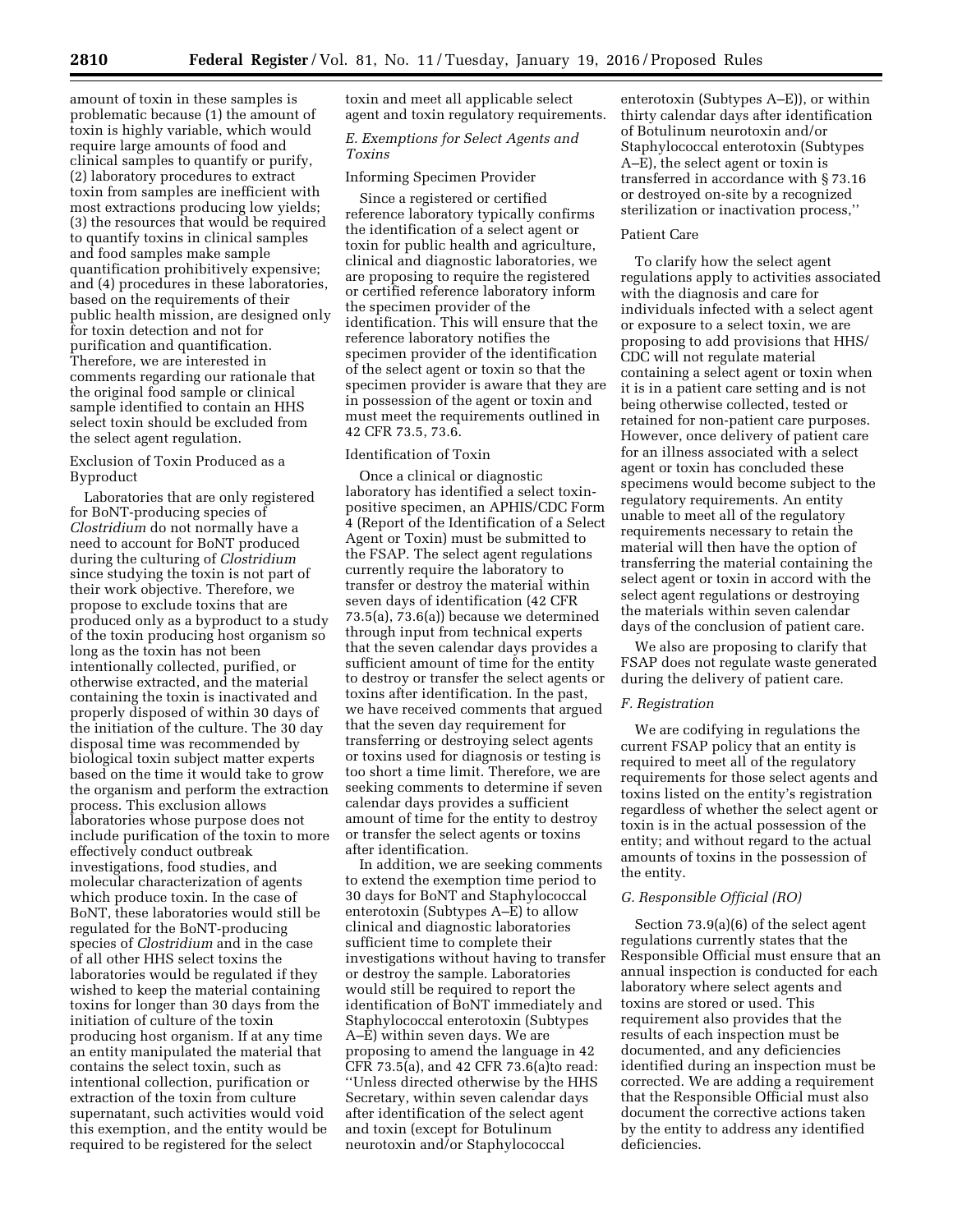amount of toxin in these samples is problematic because (1) the amount of toxin is highly variable, which would require large amounts of food and clinical samples to quantify or purify, (2) laboratory procedures to extract toxin from samples are inefficient with most extractions producing low yields; (3) the resources that would be required to quantify toxins in clinical samples and food samples make sample quantification prohibitively expensive; and (4) procedures in these laboratories, based on the requirements of their public health mission, are designed only for toxin detection and not for purification and quantification. Therefore, we are interested in comments regarding our rationale that the original food sample or clinical sample identified to contain an HHS select toxin should be excluded from the select agent regulation.

Exclusion of Toxin Produced as a Byproduct

Laboratories that are only registered for BoNT-producing species of *Clostridium* do not normally have a need to account for BoNT produced during the culturing of *Clostridium* since studying the toxin is not part of their work objective. Therefore, we propose to exclude toxins that are produced only as a byproduct to a study of the toxin producing host organism so long as the toxin has not been intentionally collected, purified, or otherwise extracted, and the material containing the toxin is inactivated and properly disposed of within 30 days of the initiation of the culture. The 30 day disposal time was recommended by biological toxin subject matter experts based on the time it would take to grow the organism and perform the extraction process. This exclusion allows laboratories whose purpose does not include purification of the toxin to more effectively conduct outbreak investigations, food studies, and molecular characterization of agents which produce toxin. In the case of BoNT, these laboratories would still be regulated for the BoNT-producing species of *Clostridium* and in the case of all other HHS select toxins the laboratories would be regulated if they wished to keep the material containing toxins for longer than 30 days from the initiation of culture of the toxin producing host organism. If at any time an entity manipulated the material that contains the select toxin, such as intentional collection, purification or extraction of the toxin from culture supernatant, such activities would void this exemption, and the entity would be required to be registered for the select toxin and meet all applicable select agent and toxin regulatory requirements.

### *E. Exemptions for Select Agents and Toxins*

Informing Specimen Provider

Since a registered or certified reference laboratory typically confirms the identification of a select agent or toxin for public health and agriculture, clinical and diagnostic laboratories, we are proposing to require the registered or certified reference laboratory inform the specimen provider of the identification. This will ensure that the reference laboratory notifies the specimen provider of the identification of the select agent or toxin so that the specimen provider is aware that they are in possession of the agent or toxin and must meet the requirements outlined in 42 CFR 73.5, 73.6.

Identification of Toxin

Once a clinical or diagnostic laboratory has identified a select toxin-positive specimen, an APHIS/CDC Form 4 (Report of the Identification of a Select Agent or Toxin) must be submitted to the FSAP. The select agent regulations currently require the laboratory to transfer or destroy the material within seven days of identification (42 CFR 73.5(a), 73.6(a)) because we determined through input from technical experts that the seven calendar days provides a sufficient amount of time for the entity to destroy or transfer the select agents or toxins after identification. In the past, we have received comments that argued that the seven day requirement for transferring or destroying select agents or toxins used for diagnosis or testing is too short a time limit. Therefore, we are seeking comments to determine if seven calendar days provides a sufficient amount of time for the entity to destroy or transfer the select agents or toxins after identification.

In addition, we are seeking comments to extend the exemption time period to 30 days for BoNT and Staphylococcal enterotoxin (Subtypes A–E) to allow clinical and diagnostic laboratories sufficient time to complete their investigations without having to transfer or destroy the sample. Laboratories would still be required to report the identification of BoNT immediately and Staphylococcal enterotoxin (Subtypes A–E) within seven days. We are proposing to amend the language in 42 CFR 73.5(a), and 42 CFR 73.6(a)to read: ''Unless directed otherwise by the HHS Secretary, within seven calendar days after identification of the select agent and toxin (except for Botulinum neurotoxin and/or Staphylococcal enterotoxin (Subtypes A–E)), or within thirty calendar days after identification of Botulinum neurotoxin and/or Staphylococcal enterotoxin (Subtypes A–E), the select agent or toxin is transferred in accordance with § 73.16 or destroyed on-site by a recognized sterilization or inactivation process,''

Patient Care

To clarify how the select agent regulations apply to activities associated with the diagnosis and care for individuals infected with a select agent or exposure to a select toxin, we are proposing to add provisions that HHS/CDC will not regulate material containing a select agent or toxin when it is in a patient care setting and is not being otherwise collected, tested or retained for non-patient care purposes. However, once delivery of patient care for an illness associated with a select agent or toxin has concluded these specimens would become subject to the regulatory requirements. An entity unable to meet all of the regulatory requirements necessary to retain the material will then have the option of transferring the material containing the select agent or toxin in accord with the select agent regulations or destroying the materials within seven calendar days of the conclusion of patient care.

We also are proposing to clarify that FSAP does not regulate waste generated during the delivery of patient care.

### *F. Registration*

We are codifying in regulations the current FSAP policy that an entity is required to meet all of the regulatory requirements for those select agents and toxins listed on the entity's registration regardless of whether the select agent or toxin is in the actual possession of the entity; and without regard to the actual amounts of toxins in the possession of the entity.

### *G. Responsible Official (RO)*

Section 73.9(a)(6) of the select agent regulations currently states that the Responsible Official must ensure that an annual inspection is conducted for each laboratory where select agents and toxins are stored or used. This requirement also provides that the results of each inspection must be documented, and any deficiencies identified during an inspection must be corrected. We are adding a requirement that the Responsible Official must also document the corrective actions taken by the entity to address any identified deficiencies.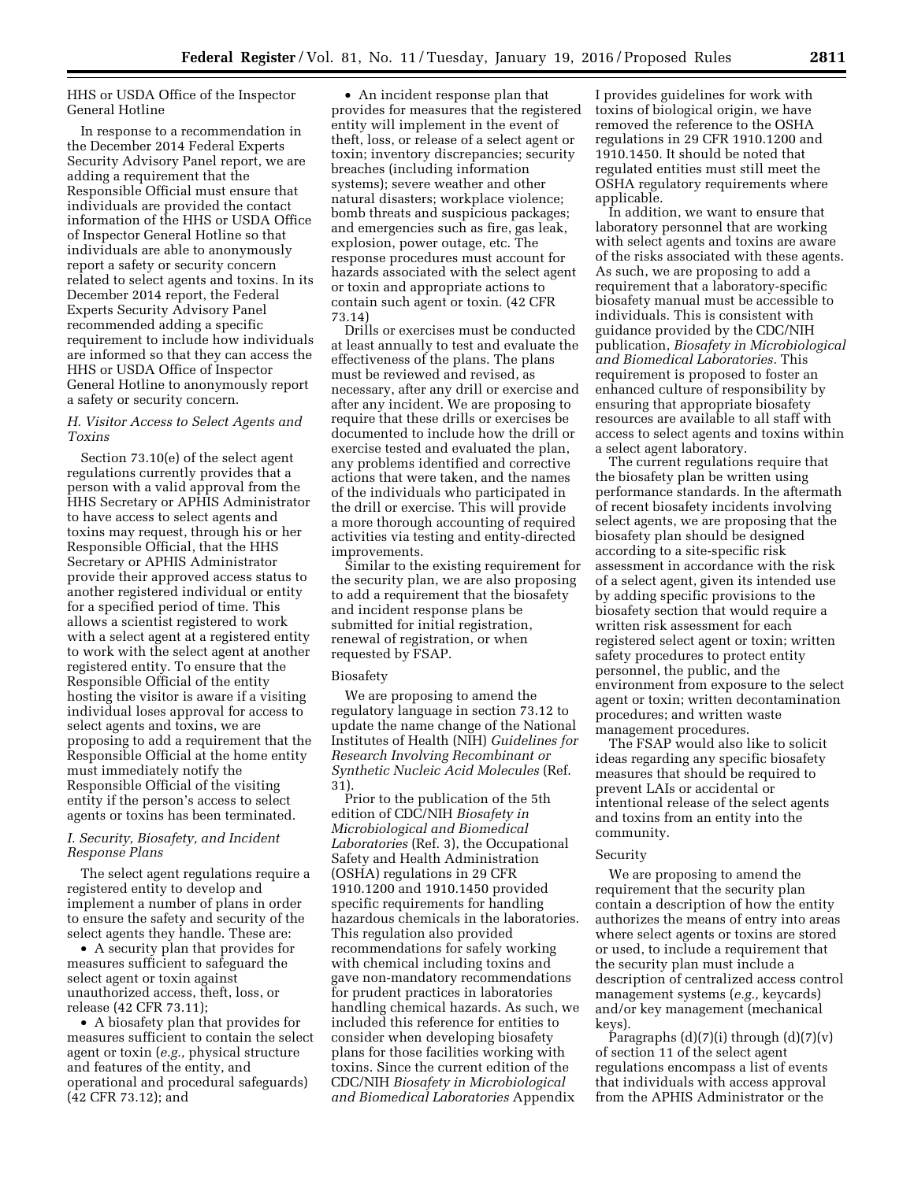HHS or USDA Office of the Inspector General Hotline

In response to a recommendation in the December 2014 Federal Experts Security Advisory Panel report, we are adding a requirement that the Responsible Official must ensure that individuals are provided the contact information of the HHS or USDA Office of Inspector General Hotline so that individuals are able to anonymously report a safety or security concern related to select agents and toxins. In its December 2014 report, the Federal Experts Security Advisory Panel recommended adding a specific requirement to include how individuals are informed so that they can access the HHS or USDA Office of Inspector General Hotline to anonymously report a safety or security concern.

### *H. Visitor Access to Select Agents and Toxins*

Section 73.10(e) of the select agent regulations currently provides that a person with a valid approval from the HHS Secretary or APHIS Administrator to have access to select agents and toxins may request, through his or her Responsible Official, that the HHS Secretary or APHIS Administrator provide their approved access status to another registered individual or entity for a specified period of time. This allows a scientist registered to work with a select agent at a registered entity to work with the select agent at another registered entity. To ensure that the Responsible Official of the entity hosting the visitor is aware if a visiting individual loses approval for access to select agents and toxins, we are proposing to add a requirement that the Responsible Official at the home entity must immediately notify the Responsible Official of the visiting entity if the person's access to select agents or toxins has been terminated.

### *I. Security, Biosafety, and Incident Response Plans*

The select agent regulations require a registered entity to develop and implement a number of plans in order to ensure the safety and security of the select agents they handle. These are:

- A security plan that provides for measures sufficient to safeguard the select agent or toxin against unauthorized access, theft, loss, or release (42 CFR 73.11);
- A biosafety plan that provides for measures sufficient to contain the select agent or toxin (*e.g.,* physical structure and features of the entity, and operational and procedural safeguards) (42 CFR 73.12); and
- An incident response plan that provides for measures that the registered entity will implement in the event of theft, loss, or release of a select agent or toxin; inventory discrepancies; security breaches (including information systems); severe weather and other natural disasters; workplace violence; bomb threats and suspicious packages; and emergencies such as fire, gas leak, explosion, power outage, etc. The response procedures must account for hazards associated with the select agent or toxin and appropriate actions to contain such agent or toxin. (42 CFR 73.14)

Drills or exercises must be conducted at least annually to test and evaluate the effectiveness of the plans. The plans must be reviewed and revised, as necessary, after any drill or exercise and after any incident. We are proposing to require that these drills or exercises be documented to include how the drill or exercise tested and evaluated the plan, any problems identified and corrective actions that were taken, and the names of the individuals who participated in the drill or exercise. This will provide a more thorough accounting of required activities via testing and entity-directed improvements.

Similar to the existing requirement for the security plan, we are also proposing to add a requirement that the biosafety and incident response plans be submitted for initial registration, renewal of registration, or when requested by FSAP.

#### Biosafety

We are proposing to amend the regulatory language in section 73.12 to update the name change of the National Institutes of Health (NIH) *Guidelines for Research Involving Recombinant or Synthetic Nucleic Acid Molecules* (Ref. 31).

Prior to the publication of the 5th edition of CDC/NIH *Biosafety in Microbiological and Biomedical Laboratories* (Ref. 3), the Occupational Safety and Health Administration (OSHA) regulations in 29 CFR 1910.1200 and 1910.1450 provided specific requirements for handling hazardous chemicals in the laboratories. This regulation also provided recommendations for safely working with chemical including toxins and gave non-mandatory recommendations for prudent practices in laboratories handling chemical hazards. As such, we included this reference for entities to consider when developing biosafety plans for those facilities working with toxins. Since the current edition of the CDC/NIH *Biosafety in Microbiological and Biomedical Laboratories* Appendix I provides guidelines for work with toxins of biological origin, we have removed the reference to the OSHA regulations in 29 CFR 1910.1200 and 1910.1450. It should be noted that regulated entities must still meet the OSHA regulatory requirements where applicable.

In addition, we want to ensure that laboratory personnel that are working with select agents and toxins are aware of the risks associated with these agents. As such, we are proposing to add a requirement that a laboratory-specific biosafety manual must be accessible to individuals. This is consistent with guidance provided by the CDC/NIH publication, *Biosafety in Microbiological and Biomedical Laboratories.* This requirement is proposed to foster an enhanced culture of responsibility by ensuring that appropriate biosafety resources are available to all staff with access to select agents and toxins within a select agent laboratory.

The current regulations require that the biosafety plan be written using performance standards. In the aftermath of recent biosafety incidents involving select agents, we are proposing that the biosafety plan should be designed according to a site-specific risk assessment in accordance with the risk of a select agent, given its intended use by adding specific provisions to the biosafety section that would require a written risk assessment for each registered select agent or toxin; written safety procedures to protect entity personnel, the public, and the environment from exposure to the select agent or toxin; written decontamination procedures; and written waste management procedures.

The FSAP would also like to solicit ideas regarding any specific biosafety measures that should be required to prevent LAIs or accidental or intentional release of the select agents and toxins from an entity into the community.

#### Security

We are proposing to amend the requirement that the security plan contain a description of how the entity authorizes the means of entry into areas where select agents or toxins are stored or used, to include a requirement that the security plan must include a description of centralized access control management systems (*e.g.,* keycards) and/or key management (mechanical keys).

Paragraphs (d)(7)(i) through (d)(7)(v) of section 11 of the select agent regulations encompass a list of events that individuals with access approval from the APHIS Administrator or the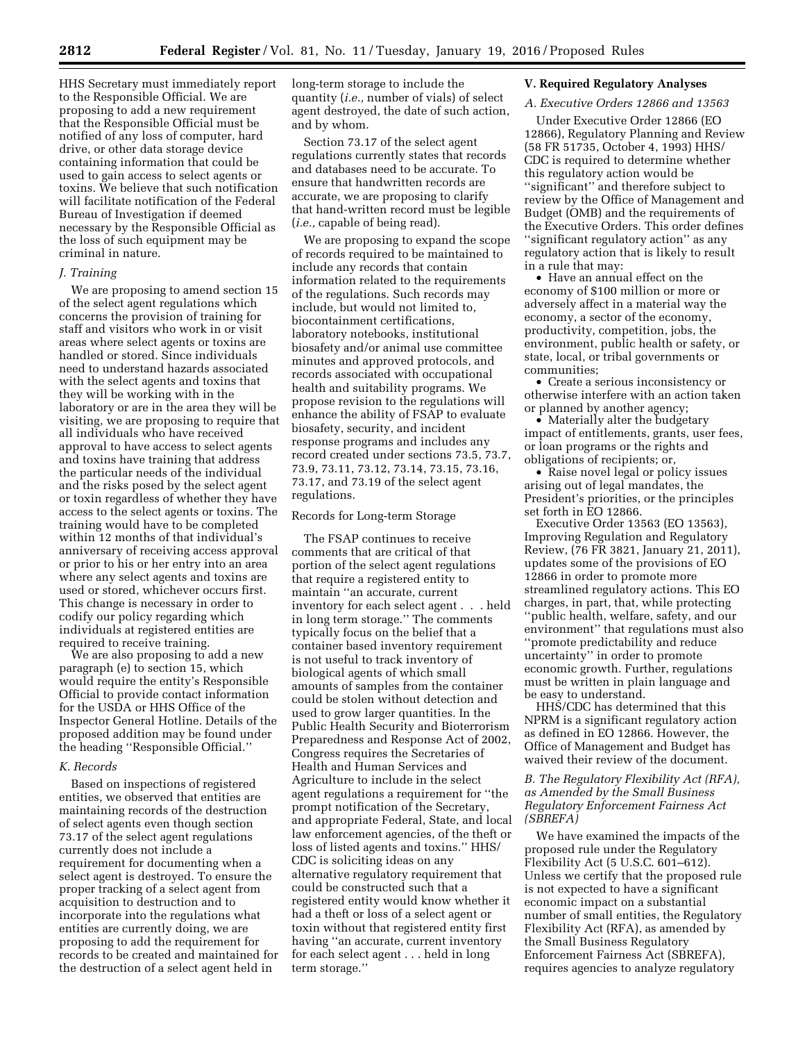HHS Secretary must immediately report to the Responsible Official. We are proposing to add a new requirement that the Responsible Official must be notified of any loss of computer, hard drive, or other data storage device containing information that could be used to gain access to select agents or toxins. We believe that such notification will facilitate notification of the Federal Bureau of Investigation if deemed necessary by the Responsible Official as the loss of such equipment may be criminal in nature.

### J. Training

We are proposing to amend section 15 of the select agent regulations which concerns the provision of training for staff and visitors who work in or visit areas where select agents or toxins are handled or stored. Since individuals need to understand hazards associated with the select agents and toxins that they will be working with in the laboratory or are in the area they will be visiting, we are proposing to require that all individuals who have received approval to have access to select agents and toxins have training that address the particular needs of the individual and the risks posed by the select agent or toxin regardless of whether they have access to the select agents or toxins. The training would have to be completed within 12 months of that individual's anniversary of receiving access approval or prior to his or her entry into an area where any select agents and toxins are used or stored, whichever occurs first. This change is necessary in order to codify our policy regarding which individuals at registered entities are required to receive training.

We are also proposing to add a new paragraph (e) to section 15, which would require the entity's Responsible Official to provide contact information for the USDA or HHS Office of the Inspector General Hotline. Details of the proposed addition may be found under the heading ''Responsible Official.''

### K. Records

Based on inspections of registered entities, we observed that entities are maintaining records of the destruction of select agents even though section 73.17 of the select agent regulations currently does not include a requirement for documenting when a select agent is destroyed. To ensure the proper tracking of a select agent from acquisition to destruction and to incorporate into the regulations what entities are currently doing, we are proposing to add the requirement for records to be created and maintained for the destruction of a select agent held in long-term storage to include the quantity (*i.e.,* number of vials) of select agent destroyed, the date of such action, and by whom.

Section 73.17 of the select agent regulations currently states that records and databases need to be accurate. To ensure that handwritten records are accurate, we are proposing to clarify that hand-written record must be legible (*i.e.,* capable of being read).

We are proposing to expand the scope of records required to be maintained to include any records that contain information related to the requirements of the regulations. Such records may include, but would not limited to, biocontainment certifications, laboratory notebooks, institutional biosafety and/or animal use committee minutes and approved protocols, and records associated with occupational health and suitability programs. We propose revision to the regulations will enhance the ability of FSAP to evaluate biosafety, security, and incident response programs and includes any record created under sections 73.5, 73.7, 73.9, 73.11, 73.12, 73.14, 73.15, 73.16, 73.17, and 73.19 of the select agent regulations.

Records for Long-term Storage

The FSAP continues to receive comments that are critical of that portion of the select agent regulations that require a registered entity to maintain ''an accurate, current inventory for each select agent . . . held in long term storage.'' The comments typically focus on the belief that a container based inventory requirement is not useful to track inventory of biological agents of which small amounts of samples from the container could be stolen without detection and used to grow larger quantities. In the Public Health Security and Bioterrorism Preparedness and Response Act of 2002, Congress requires the Secretaries of Health and Human Services and Agriculture to include in the select agent regulations a requirement for ''the prompt notification of the Secretary, and appropriate Federal, State, and local law enforcement agencies, of the theft or loss of listed agents and toxins.'' HHS/CDC is soliciting ideas on any alternative regulatory requirement that could be constructed such that a registered entity would know whether it had a theft or loss of a select agent or toxin without that registered entity first having ''an accurate, current inventory for each select agent . . . held in long term storage.''

## V. Required Regulatory Analyses

### A. Executive Orders 12866 and 13563

Under Executive Order 12866 (EO 12866), Regulatory Planning and Review (58 FR 51735, October 4, 1993) HHS/CDC is required to determine whether this regulatory action would be ''significant'' and therefore subject to review by the Office of Management and Budget (OMB) and the requirements of the Executive Orders. This order defines ''significant regulatory action'' as any regulatory action that is likely to result in a rule that may:

- Have an annual effect on the economy of $100 million or more or adversely affect in a material way the economy, a sector of the economy, productivity, competition, jobs, the environment, public health or safety, or state, local, or tribal governments or communities;
- Create a serious inconsistency or otherwise interfere with an action taken or planned by another agency;
- Materially alter the budgetary impact of entitlements, grants, user fees, or loan programs or the rights and obligations of recipients; or,
- Raise novel legal or policy issues arising out of legal mandates, the President's priorities, or the principles set forth in EO 12866.

Executive Order 13563 (EO 13563), Improving Regulation and Regulatory Review, (76 FR 3821, January 21, 2011), updates some of the provisions of EO 12866 in order to promote more streamlined regulatory actions. This EO charges, in part, that, while protecting ''public health, welfare, safety, and our environment'' that regulations must also ''promote predictability and reduce uncertainty'' in order to promote economic growth. Further, regulations must be written in plain language and be easy to understand.

HHS/CDC has determined that this NPRM is a significant regulatory action as defined in EO 12866. However, the Office of Management and Budget has waived their review of the document.

### B. The Regulatory Flexibility Act (RFA), as Amended by the Small Business Regulatory Enforcement Fairness Act (SBREFA)

We have examined the impacts of the proposed rule under the Regulatory Flexibility Act (5 U.S.C. 601–612). Unless we certify that the proposed rule is not expected to have a significant economic impact on a substantial number of small entities, the Regulatory Flexibility Act (RFA), as amended by the Small Business Regulatory Enforcement Fairness Act (SBREFA), requires agencies to analyze regulatory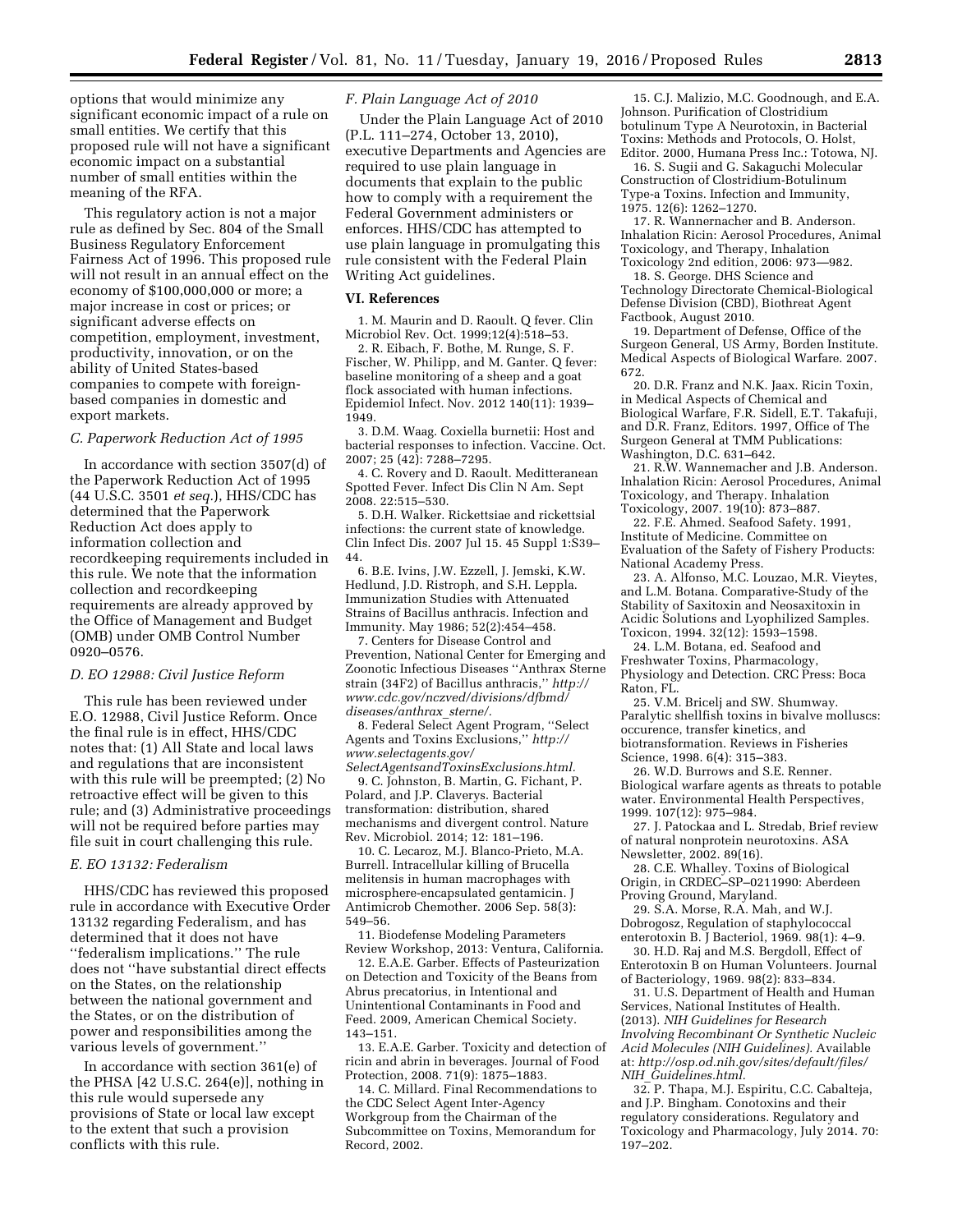options that would minimize any significant economic impact of a rule on small entities. We certify that this proposed rule will not have a significant economic impact on a substantial number of small entities within the meaning of the RFA.

This regulatory action is not a major rule as defined by Sec. 804 of the Small Business Regulatory Enforcement Fairness Act of 1996. This proposed rule will not result in an annual effect on the economy of $100,000,000 or more; a major increase in cost or prices; or significant adverse effects on competition, employment, investment, productivity, innovation, or on the ability of United States-based companies to compete with foreign-based companies in domestic and export markets.

### *C. Paperwork Reduction Act of 1995*

In accordance with section 3507(d) of the Paperwork Reduction Act of 1995 (44 U.S.C. 3501 *et seq.*), HHS/CDC has determined that the Paperwork Reduction Act does apply to information collection and recordkeeping requirements included in this rule. We note that the information collection and recordkeeping requirements are already approved by the Office of Management and Budget (OMB) under OMB Control Number 0920–0576.

### *D. EO 12988: Civil Justice Reform*

This rule has been reviewed under E.O. 12988, Civil Justice Reform. Once the final rule is in effect, HHS/CDC notes that: (1) All State and local laws and regulations that are inconsistent with this rule will be preempted; (2) No retroactive effect will be given to this rule; and (3) Administrative proceedings will not be required before parties may file suit in court challenging this rule.

### *E. EO 13132: Federalism*

HHS/CDC has reviewed this proposed rule in accordance with Executive Order 13132 regarding Federalism, and has determined that it does not have ''federalism implications.'' The rule does not ''have substantial direct effects on the States, on the relationship between the national government and the States, or on the distribution of power and responsibilities among the various levels of government.''

In accordance with section 361(e) of the PHSA [42 U.S.C. 264(e)], nothing in this rule would supersede any provisions of State or local law except to the extent that such a provision conflicts with this rule.

### *F. Plain Language Act of 2010*

Under the Plain Language Act of 2010 (P.L. 111–274, October 13, 2010), executive Departments and Agencies are required to use plain language in documents that explain to the public how to comply with a requirement the Federal Government administers or enforces. HHS/CDC has attempted to use plain language in promulgating this rule consistent with the Federal Plain Writing Act guidelines.

## VI. References

1. M. Maurin and D. Raoult. Q fever. Clin Microbiol Rev. Oct. 1999;12(4):518–53.
2. R. Eibach, F. Bothe, M. Runge, S. F. Fischer, W. Philipp, and M. Ganter. Q fever: baseline monitoring of a sheep and a goat flock associated with human infections. Epidemiol Infect. Nov. 2012 140(11): 1939–1949.
3. D.M. Waag. Coxiella burnetii: Host and bacterial responses to infection. Vaccine. Oct. 2007; 25 (42): 7288–7295.
4. C. Rovery and D. Raoult. Meditterranean Spotted Fever. Infect Dis Clin N Am. Sept 2008. 22:515–530.
5. D.H. Walker. Rickettsiae and rickettsial infections: the current state of knowledge. Clin Infect Dis. 2007 Jul 15. 45 Suppl 1:S39–44.
6. B.E. Ivins, J.W. Ezzell, J. Jemski, K.W. Hedlund, J.D. Ristroph, and S.H. Leppla. Immunization Studies with Attenuated Strains of Bacillus anthracis. Infection and Immunity. May 1986; 52(2):454–458.
7. Centers for Disease Control and Prevention, National Center for Emerging and Zoonotic Infectious Diseases ''Anthrax Sterne strain (34F2) of Bacillus anthracis,'' *http://www.cdc.gov/nczved/divisions/dfbmd/diseases/anthrax_sterne/.*
8. Federal Select Agent Program, ''Select Agents and Toxins Exclusions,'' *http://www.selectagents.gov/SelectAgentsandToxinsExclusions.html.*
9. C. Johnston, B. Martin, G. Fichant, P. Polard, and J.P. Claverys. Bacterial transformation: distribution, shared mechanisms and divergent control. Nature Rev. Microbiol. 2014; 12: 181–196.
10. C. Lecaroz, M.J. Blanco-Prieto, M.A. Burrell. Intracellular killing of Brucella melitensis in human macrophages with microsphere-encapsulated gentamicin. J Antimicrob Chemother. 2006 Sep. 58(3): 549–56.
11. Biodefense Modeling Parameters Review Workshop, 2013: Ventura, California.
12. E.A.E. Garber. Effects of Pasteurization on Detection and Toxicity of the Beans from Abrus precatorius, in Intentional and Unintentional Contaminants in Food and Feed. 2009, American Chemical Society. 143–151.
13. E.A.E. Garber. Toxicity and detection of ricin and abrin in beverages. Journal of Food Protection, 2008. 71(9): 1875–1883.
14. C. Millard. Final Recommendations to the CDC Select Agent Inter-Agency Workgroup from the Chairman of the Subcommittee on Toxins, Memorandum for Record, 2002.
15. C.J. Malizio, M.C. Goodnough, and E.A. Johnson. Purification of Clostridium botulinum Type A Neurotoxin, in Bacterial Toxins: Methods and Protocols, O. Holst, Editor. 2000, Humana Press Inc.: Totowa, NJ.
16. S. Sugii and G. Sakaguchi Molecular Construction of Clostridium-Botulinum Type-a Toxins. Infection and Immunity, 1975. 12(6): 1262–1270.
17. R. Wannernacher and B. Anderson. Inhalation Ricin: Aerosol Procedures, Animal Toxicology, and Therapy, Inhalation Toxicology 2nd edition, 2006: 973—982.
18. S. George. DHS Science and Technology Directorate Chemical-Biological Defense Division (CBD), Biothreat Agent Factbook, August 2010.
19. Department of Defense, Office of the Surgeon General, US Army, Borden Institute. Medical Aspects of Biological Warfare. 2007. 672.
20. D.R. Franz and N.K. Jaax. Ricin Toxin, in Medical Aspects of Chemical and Biological Warfare, F.R. Sidell, E.T. Takafuji, and D.R. Franz, Editors. 1997, Office of The Surgeon General at TMM Publications: Washington, D.C. 631–642.
21. R.W. Wannemacher and J.B. Anderson. Inhalation Ricin: Aerosol Procedures, Animal Toxicology, and Therapy. Inhalation Toxicology, 2007. 19(10): 873–887.
22. F.E. Ahmed. Seafood Safety. 1991, Institute of Medicine. Committee on Evaluation of the Safety of Fishery Products: National Academy Press.
23. A. Alfonso, M.C. Louzao, M.R. Vieytes, and L.M. Botana. Comparative-Study of the Stability of Saxitoxin and Neosaxitoxin in Acidic Solutions and Lyophilized Samples. Toxicon, 1994. 32(12): 1593–1598.
24. L.M. Botana, ed. Seafood and Freshwater Toxins, Pharmacology, Physiology and Detection. CRC Press: Boca Raton, FL.
25. V.M. Bricelj and SW. Shumway. Paralytic shellfish toxins in bivalve molluscs: occurence, transfer kinetics, and biotransformation. Reviews in Fisheries Science, 1998. 6(4): 315–383.
26. W.D. Burrows and S.E. Renner. Biological warfare agents as threats to potable water. Environmental Health Perspectives, 1999. 107(12): 975–984.
27. J. Patockaa and L. Stredab, Brief review of natural nonprotein neurotoxins. ASA Newsletter, 2002. 89(16).
28. C.E. Whalley. Toxins of Biological Origin, in CRDEC–SP–0211990: Aberdeen Proving Ground, Maryland.
29. S.A. Morse, R.A. Mah, and W.J. Dobrogosz, Regulation of staphylococcal enterotoxin B. J Bacteriol, 1969. 98(1): 4–9.
30. H.D. Raj and M.S. Bergdoll, Effect of Enterotoxin B on Human Volunteers. Journal of Bacteriology, 1969. 98(2): 833–834.
31. U.S. Department of Health and Human Services, National Institutes of Health. (2013). *NIH Guidelines for Research Involving Recombinant Or Synthetic Nucleic Acid Molecules (NIH Guidelines).* Available at: *http://osp.od.nih.gov/sites/default/files/NIH_Guidelines.html.*
32. P. Thapa, M.J. Espiritu, C.C. Cabalteja, and J.P. Bingham. Conotoxins and their regulatory considerations. Regulatory and Toxicology and Pharmacology, July 2014. 70: 197–202.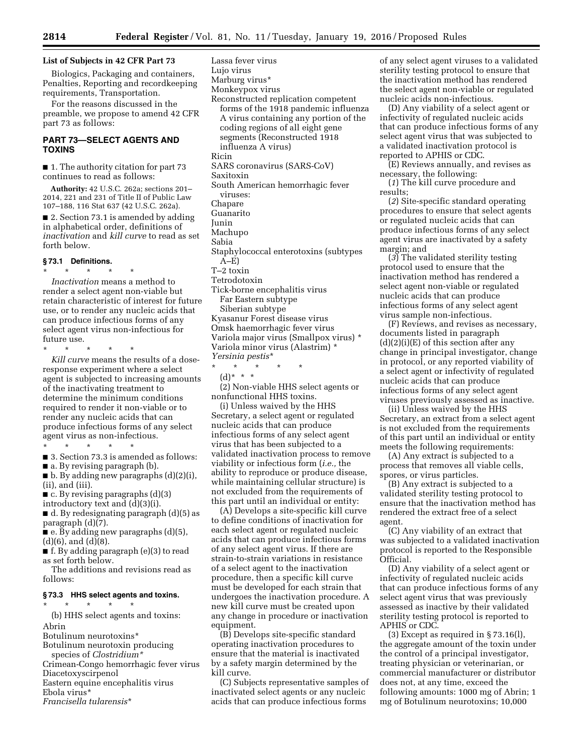**List of Subjects in 42 CFR Part 73**

Biologics, Packaging and containers, Penalties, Reporting and recordkeeping requirements, Transportation.

For the reasons discussed in the preamble, we propose to amend 42 CFR part 73 as follows:

## PART 73—SELECT AGENTS AND TOXINS

■ 1. The authority citation for part 73 continues to read as follows:

**Authority:** 42 U.S.C. 262a; sections 201–2014, 221 and 231 of Title II of Public Law 107–188, 116 Stat 637 (42 U.S.C. 262a).

■ 2. Section 73.1 is amended by adding in alphabetical order, definitions of *inactivation* and *kill curve* to read as set forth below.

### § 73.1 Definitions.

\* \* \* \* \*

*Inactivation* means a method to render a select agent non-viable but retain characteristic of interest for future use, or to render any nucleic acids that can produce infectious forms of any select agent virus non-infectious for future use.

\* \* \* \* \*

*Kill curve* means the results of a dose-response experiment where a select agent is subjected to increasing amounts of the inactivating treatment to determine the minimum conditions required to render it non-viable or to render any nucleic acids that can produce infectious forms of any select agent virus as non-infectious.

\* \* \* \* \*

■ 3. Section 73.3 is amended as follows:

■ a. By revising paragraph (b).

■ b. By adding new paragraphs (d)(2)(i), (ii), and (iii).

■ c. By revising paragraphs (d)(3) introductory text and (d)(3)(i).

■ d. By redesignating paragraph (d)(5) as paragraph (d)(7).

■ e. By adding new paragraphs (d)(5), (d)(6), and (d)(8).

■ f. By adding paragraph (e)(3) to read as set forth below.

The additions and revisions read as follows:

### § 73.3 HHS select agents and toxins.

\* \* \* \* \*

(b) HHS select agents and toxins:

Abrin
Botulinum neurotoxins*
Botulinum neurotoxin producing species of *Clostridium**
Crimean-Congo hemorrhagic fever virus
Diacetoxyscirpenol
Eastern equine encephalitis virus
Ebola virus*
*Francisella tularensis**
Lassa fever virus
Lujo virus
Marburg virus*
Monkeypox virus
Reconstructed replication competent forms of the 1918 pandemic influenza A virus containing any portion of the coding regions of all eight gene segments (Reconstructed 1918 influenza A virus)
Ricin
SARS coronavirus (SARS-CoV)
Saxitoxin
South American hemorrhagic fever viruses:
Chapare
Guanarito
Junin
Machupo
Sabia
Staphylococcal enterotoxins (subtypes A–E)
T–2 toxin
Tetrodotoxin
Tick-borne encephalitis virus
Far Eastern subtype
Siberian subtype
Kyasanur Forest disease virus
Omsk haemorrhagic fever virus
Variola major virus (Smallpox virus) *
Variola minor virus (Alastrim) *
*Yersinia pestis**

\* \* \* \* \*

(d)* \* \*

(2) Non-viable HHS select agents or nonfunctional HHS toxins.

(i) Unless waived by the HHS Secretary, a select agent or regulated nucleic acids that can produce infectious forms of any select agent virus that has been subjected to a validated inactivation process to remove viability or infectious form (*i.e.,* the ability to reproduce or produce disease, while maintaining cellular structure) is not excluded from the requirements of this part until an individual or entity:

(A) Develops a site-specific kill curve to define conditions of inactivation for each select agent or regulated nucleic acids that can produce infectious forms of any select agent virus. If there are strain-to-strain variations in resistance of a select agent to the inactivation procedure, then a specific kill curve must be developed for each strain that undergoes the inactivation procedure. A new kill curve must be created upon any change in procedure or inactivation equipment.

(B) Develops site-specific standard operating inactivation procedures to ensure that the material is inactivated by a safety margin determined by the kill curve.

(C) Subjects representative samples of inactivated select agents or any nucleic acids that can produce infectious forms of any select agent viruses to a validated sterility testing protocol to ensure that the inactivation method has rendered the select agent non-viable or regulated nucleic acids non-infectious.

(D) Any viability of a select agent or infectivity of regulated nucleic acids that can produce infectious forms of any select agent virus that was subjected to a validated inactivation protocol is reported to APHIS or CDC.

(E) Reviews annually, and revises as necessary, the following:

(*1*) The kill curve procedure and results;

(*2*) Site-specific standard operating procedures to ensure that select agents or regulated nucleic acids that can produce infectious forms of any select agent virus are inactivated by a safety margin; and

(*3*) The validated sterility testing protocol used to ensure that the inactivation method has rendered a select agent non-viable or regulated nucleic acids that can produce infectious forms of any select agent virus sample non-infectious.

(F) Reviews, and revises as necessary, documents listed in paragraph (d)(2)(i)(E) of this section after any change in principal investigator, change in protocol, or any reported viability of a select agent or infectivity of regulated nucleic acids that can produce infectious forms of any select agent viruses previously assessed as inactive.

(ii) Unless waived by the HHS Secretary, an extract from a select agent is not excluded from the requirements of this part until an individual or entity meets the following requirements:

(A) Any extract is subjected to a process that removes all viable cells, spores, or virus particles.

(B) Any extract is subjected to a validated sterility testing protocol to ensure that the inactivation method has rendered the extract free of a select agent.

(C) Any viability of an extract that was subjected to a validated inactivation protocol is reported to the Responsible Official.

(D) Any viability of a select agent or infectivity of regulated nucleic acids that can produce infectious forms of any select agent virus that was previously assessed as inactive by their validated sterility testing protocol is reported to APHIS or CDC.

(3) Except as required in § 73.16(l), the aggregate amount of the toxin under the control of a principal investigator, treating physician or veterinarian, or commercial manufacturer or distributor does not, at any time, exceed the following amounts: 1000 mg of Abrin; 1 mg of Botulinum neurotoxins; 10,000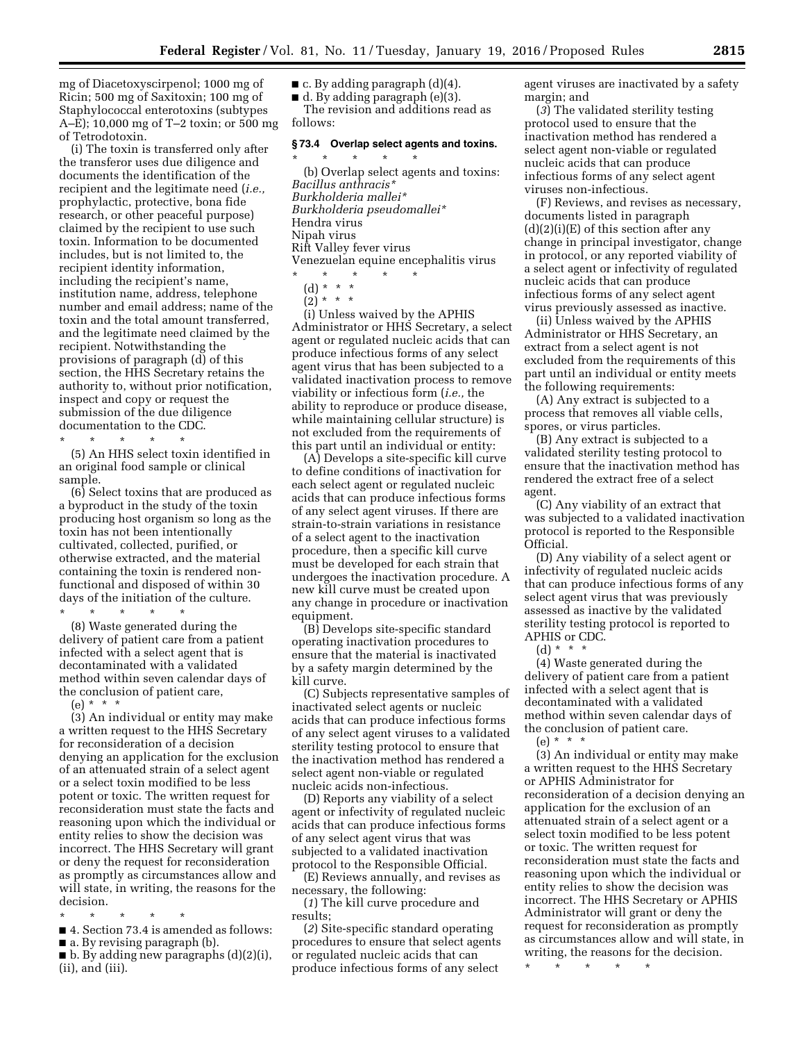mg of Diacetoxyscirpenol; 1000 mg of Ricin; 500 mg of Saxitoxin; 100 mg of Staphylococcal enterotoxins (subtypes A–E); 10,000 mg of T–2 toxin; or 500 mg of Tetrodotoxin.

(i) The toxin is transferred only after the transferor uses due diligence and documents the identification of the recipient and the legitimate need (*i.e.,* prophylactic, protective, bona fide research, or other peaceful purpose) claimed by the recipient to use such toxin. Information to be documented includes, but is not limited to, the recipient identity information, including the recipient's name, institution name, address, telephone number and email address; name of the toxin and the total amount transferred, and the legitimate need claimed by the recipient. Notwithstanding the provisions of paragraph (d) of this section, the HHS Secretary retains the authority to, without prior notification, inspect and copy or request the submission of the due diligence documentation to the CDC.

\* \* \* \* \*

(5) An HHS select toxin identified in an original food sample or clinical sample.

(6) Select toxins that are produced as a byproduct in the study of the toxin producing host organism so long as the toxin has not been intentionally cultivated, collected, purified, or otherwise extracted, and the material containing the toxin is rendered non-functional and disposed of within 30 days of the initiation of the culture.

\* \* \* \* \*

(8) Waste generated during the delivery of patient care from a patient infected with a select agent that is decontaminated with a validated method within seven calendar days of the conclusion of patient care,

(e) \* \* \*

(3) An individual or entity may make a written request to the HHS Secretary for reconsideration of a decision denying an application for the exclusion of an attenuated strain of a select agent or a select toxin modified to be less potent or toxic. The written request for reconsideration must state the facts and reasoning upon which the individual or entity relies to show the decision was incorrect. The HHS Secretary will grant or deny the request for reconsideration as promptly as circumstances allow and will state, in writing, the reasons for the decision.

\* \* \* \* \*

■ 4. Section 73.4 is amended as follows:
■ a. By revising paragraph (b).
■ b. By adding new paragraphs (d)(2)(i), (ii), and (iii).
■ c. By adding paragraph (d)(4).
■ d. By adding paragraph (e)(3).

The revision and additions read as follows:

### § 73.4 Overlap select agents and toxins.

\* \* \* \* \*

(b) Overlap select agents and toxins:
*Bacillus anthracis\**
*Burkholderia mallei\**
*Burkholderia pseudomallei\**
Hendra virus
Nipah virus
Rift Valley fever virus
Venezuelan equine encephalitis virus

\* \* \* \* \*

(d) \* \* \*

(2) \* \* \*

(i) Unless waived by the APHIS Administrator or HHS Secretary, a select agent or regulated nucleic acids that can produce infectious forms of any select agent virus that has been subjected to a validated inactivation process to remove viability or infectious form (*i.e.,* the ability to reproduce or produce disease, while maintaining cellular structure) is not excluded from the requirements of this part until an individual or entity:

(A) Develops a site-specific kill curve to define conditions of inactivation for each select agent or regulated nucleic acids that can produce infectious forms of any select agent viruses. If there are strain-to-strain variations in resistance of a select agent to the inactivation procedure, then a specific kill curve must be developed for each strain that undergoes the inactivation procedure. A new kill curve must be created upon any change in procedure or inactivation equipment.

(B) Develops site-specific standard operating inactivation procedures to ensure that the material is inactivated by a safety margin determined by the kill curve.

(C) Subjects representative samples of inactivated select agents or nucleic acids that can produce infectious forms of any select agent viruses to a validated sterility testing protocol to ensure that the inactivation method has rendered a select agent non-viable or regulated nucleic acids non-infectious.

(D) Reports any viability of a select agent or infectivity of regulated nucleic acids that can produce infectious forms of any select agent virus that was subjected to a validated inactivation protocol to the Responsible Official.

(E) Reviews annually, and revises as necessary, the following:

(*1*) The kill curve procedure and results;

(*2*) Site-specific standard operating procedures to ensure that select agents or regulated nucleic acids that can produce infectious forms of any select agent viruses are inactivated by a safety margin; and

(*3*) The validated sterility testing protocol used to ensure that the inactivation method has rendered a select agent non-viable or regulated nucleic acids that can produce infectious forms of any select agent viruses non-infectious.

(F) Reviews, and revises as necessary, documents listed in paragraph (d)(2)(i)(E) of this section after any change in principal investigator, change in protocol, or any reported viability of a select agent or infectivity of regulated nucleic acids that can produce infectious forms of any select agent virus previously assessed as inactive.

(ii) Unless waived by the APHIS Administrator or HHS Secretary, an extract from a select agent is not excluded from the requirements of this part until an individual or entity meets the following requirements:

(A) Any extract is subjected to a process that removes all viable cells, spores, or virus particles.

(B) Any extract is subjected to a validated sterility testing protocol to ensure that the inactivation method has rendered the extract free of a select agent.

(C) Any viability of an extract that was subjected to a validated inactivation protocol is reported to the Responsible Official.

(D) Any viability of a select agent or infectivity of regulated nucleic acids that can produce infectious forms of any select agent virus that was previously assessed as inactive by the validated sterility testing protocol is reported to APHIS or CDC.

(d) \* \* \*

(4) Waste generated during the delivery of patient care from a patient infected with a select agent that is decontaminated with a validated method within seven calendar days of the conclusion of patient care.

(e) \* \* \*

(3) An individual or entity may make a written request to the HHS Secretary or APHIS Administrator for reconsideration of a decision denying an application for the exclusion of an attenuated strain of a select agent or a select toxin modified to be less potent or toxic. The written request for reconsideration must state the facts and reasoning upon which the individual or entity relies to show the decision was incorrect. The HHS Secretary or APHIS Administrator will grant or deny the request for reconsideration as promptly as circumstances allow and will state, in writing, the reasons for the decision.

\* \* \* \* \*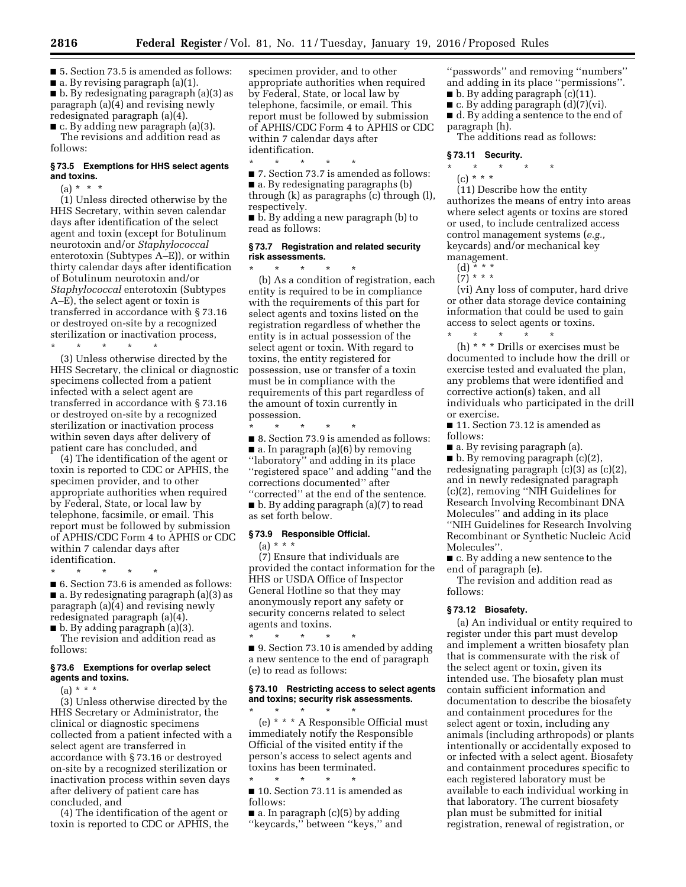■ 5. Section 73.5 is amended as follows:

■ a. By revising paragraph (a)(1).

■ b. By redesignating paragraph (a)(3) as paragraph (a)(4) and revising newly redesignated paragraph (a)(4).

■ c. By adding new paragraph (a)(3).

The revisions and addition read as follows:

### § 73.5 Exemptions for HHS select agents and toxins.

(a) * * *

(1) Unless directed otherwise by the HHS Secretary, within seven calendar days after identification of the select agent and toxin (except for Botulinum neurotoxin and/or *Staphylococcal* enterotoxin (Subtypes A–E)), or within thirty calendar days after identification of Botulinum neurotoxin and/or *Staphylococcal* enterotoxin (Subtypes A–E), the select agent or toxin is transferred in accordance with § 73.16 or destroyed on-site by a recognized sterilization or inactivation process,

\* \* \* \* \*

(3) Unless otherwise directed by the HHS Secretary, the clinical or diagnostic specimens collected from a patient infected with a select agent are transferred in accordance with § 73.16 or destroyed on-site by a recognized sterilization or inactivation process within seven days after delivery of patient care has concluded, and

(4) The identification of the agent or toxin is reported to CDC or APHIS, the specimen provider, and to other appropriate authorities when required by Federal, State, or local law by telephone, facsimile, or email. This report must be followed by submission of APHIS/CDC Form 4 to APHIS or CDC within 7 calendar days after identification.

\* \* \* \* \*

■ 6. Section 73.6 is amended as follows:

■ a. By redesignating paragraph (a)(3) as paragraph (a)(4) and revising newly redesignated paragraph (a)(4).

■ b. By adding paragraph (a)(3).

The revision and addition read as follows:

### § 73.6 Exemptions for overlap select agents and toxins.

(a) * * *

(3) Unless otherwise directed by the HHS Secretary or Administrator, the clinical or diagnostic specimens collected from a patient infected with a select agent are transferred in accordance with § 73.16 or destroyed on-site by a recognized sterilization or inactivation process within seven days after delivery of patient care has concluded, and

(4) The identification of the agent or toxin is reported to CDC or APHIS, the specimen provider, and to other appropriate authorities when required by Federal, State, or local law by telephone, facsimile, or email. This report must be followed by submission of APHIS/CDC Form 4 to APHIS or CDC within 7 calendar days after identification.

\* \* \* \* \*

■ 7. Section 73.7 is amended as follows:

■ a. By redesignating paragraphs (b) through (k) as paragraphs (c) through (l), respectively.

■ b. By adding a new paragraph (b) to read as follows:

### § 73.7 Registration and related security risk assessments.

\* \* \* \* \*

(b) As a condition of registration, each entity is required to be in compliance with the requirements of this part for select agents and toxins listed on the registration regardless of whether the entity is in actual possession of the select agent or toxin. With regard to toxins, the entity registered for possession, use or transfer of a toxin must be in compliance with the requirements of this part regardless of the amount of toxin currently in possession.

\* \* \* \* \*

■ 8. Section 73.9 is amended as follows:

■ a. In paragraph (a)(6) by removing ''laboratory'' and adding in its place ''registered space'' and adding ''and the corrections documented'' after ''corrected'' at the end of the sentence.

■ b. By adding paragraph (a)(7) to read as set forth below.

### § 73.9 Responsible Official.

(a) * * *

(7) Ensure that individuals are provided the contact information for the HHS or USDA Office of Inspector General Hotline so that they may anonymously report any safety or security concerns related to select agents and toxins.

\* \* \* \* \*

■ 9. Section 73.10 is amended by adding a new sentence to the end of paragraph (e) to read as follows:

### § 73.10 Restricting access to select agents and toxins; security risk assessments.

\* \* \* \* \*

(e) * * * A Responsible Official must immediately notify the Responsible Official of the visited entity if the person's access to select agents and toxins has been terminated.

\* \* \* \* \*

■ 10. Section 73.11 is amended as follows:

■ a. In paragraph (c)(5) by adding ''keycards,'' between ''keys,'' and ''passwords'' and removing ''numbers'' and adding in its place ''permissions''.

■ b. By adding paragraph (c)(11).

■ c. By adding paragraph (d)(7)(vi).

■ d. By adding a sentence to the end of paragraph (h).

The additions read as follows:

### § 73.11 Security.

\* \* \* \* \*

(c) * * *

(11) Describe how the entity authorizes the means of entry into areas where select agents or toxins are stored or used, to include centralized access control management systems (*e.g.,* keycards) and/or mechanical key management.

(d) * * *

(7) * * *

(vi) Any loss of computer, hard drive or other data storage device containing information that could be used to gain access to select agents or toxins.

\* \* \* \* \*

(h) * * * Drills or exercises must be documented to include how the drill or exercise tested and evaluated the plan, any problems that were identified and corrective action(s) taken, and all individuals who participated in the drill or exercise.

■ 11. Section 73.12 is amended as follows:

■ a. By revising paragraph (a).

■ b. By removing paragraph (c)(2), redesignating paragraph (c)(3) as (c)(2), and in newly redesignated paragraph (c)(2), removing ''NIH Guidelines for Research Involving Recombinant DNA Molecules'' and adding in its place ''NIH Guidelines for Research Involving Recombinant or Synthetic Nucleic Acid Molecules''.

■ c. By adding a new sentence to the end of paragraph (e).

The revision and addition read as follows:

### § 73.12 Biosafety.

(a) An individual or entity required to register under this part must develop and implement a written biosafety plan that is commensurate with the risk of the select agent or toxin, given its intended use. The biosafety plan must contain sufficient information and documentation to describe the biosafety and containment procedures for the select agent or toxin, including any animals (including arthropods) or plants intentionally or accidentally exposed to or infected with a select agent. Biosafety and containment procedures specific to each registered laboratory must be available to each individual working in that laboratory. The current biosafety plan must be submitted for initial registration, renewal of registration, or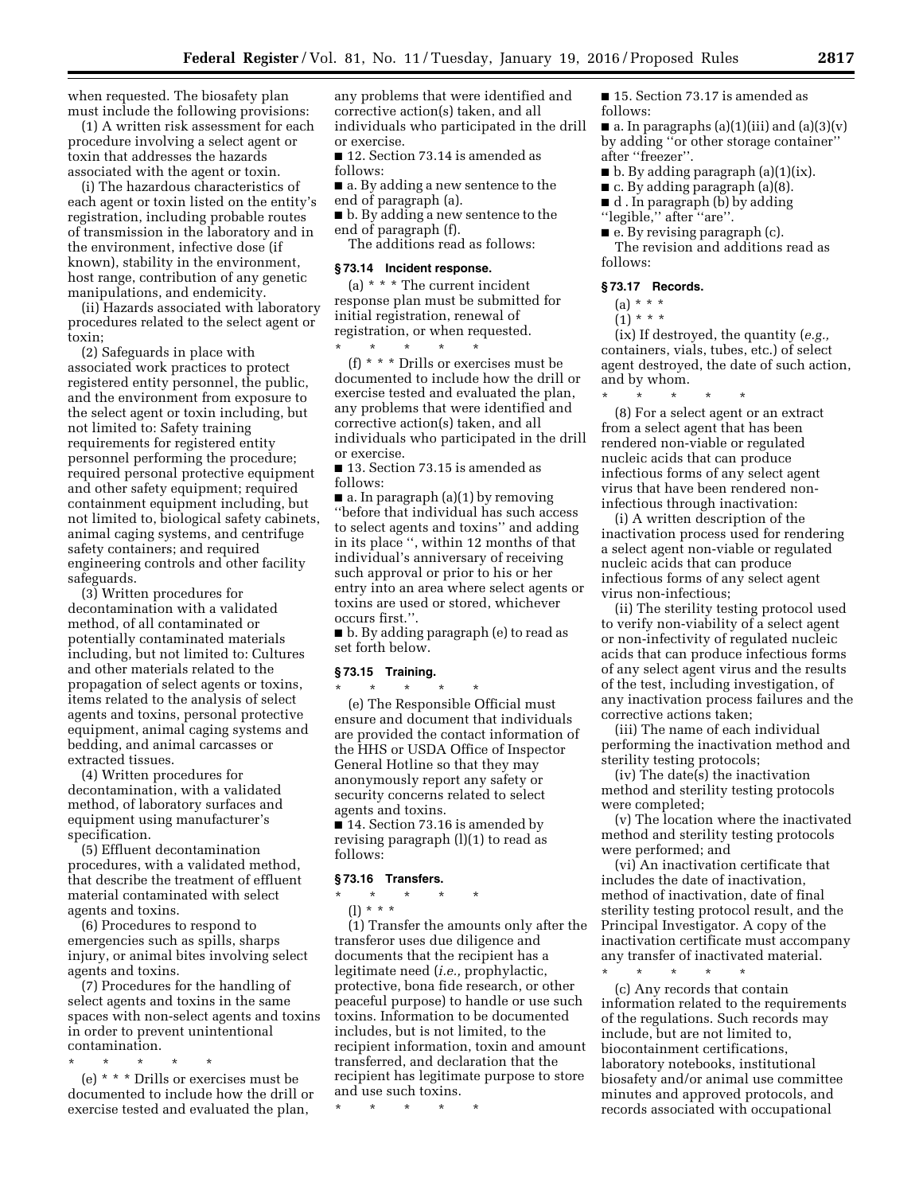when requested. The biosafety plan must include the following provisions:

(1) A written risk assessment for each procedure involving a select agent or toxin that addresses the hazards associated with the agent or toxin.

(i) The hazardous characteristics of each agent or toxin listed on the entity's registration, including probable routes of transmission in the laboratory and in the environment, infective dose (if known), stability in the environment, host range, contribution of any genetic manipulations, and endemicity.

(ii) Hazards associated with laboratory procedures related to the select agent or toxin;

(2) Safeguards in place with associated work practices to protect registered entity personnel, the public, and the environment from exposure to the select agent or toxin including, but not limited to: Safety training requirements for registered entity personnel performing the procedure; required personal protective equipment and other safety equipment; required containment equipment including, but not limited to, biological safety cabinets, animal caging systems, and centrifuge safety containers; and required engineering controls and other facility safeguards.

(3) Written procedures for decontamination with a validated method, of all contaminated or potentially contaminated materials including, but not limited to: Cultures and other materials related to the propagation of select agents or toxins, items related to the analysis of select agents and toxins, personal protective equipment, animal caging systems and bedding, and animal carcasses or extracted tissues.

(4) Written procedures for decontamination, with a validated method, of laboratory surfaces and equipment using manufacturer's specification.

(5) Effluent decontamination procedures, with a validated method, that describe the treatment of effluent material contaminated with select agents and toxins.

(6) Procedures to respond to emergencies such as spills, sharps injury, or animal bites involving select agents and toxins.

(7) Procedures for the handling of select agents and toxins in the same spaces with non-select agents and toxins in order to prevent unintentional contamination.

\* \* \* \* \*

(e) \* \* \* Drills or exercises must be documented to include how the drill or exercise tested and evaluated the plan, any problems that were identified and corrective action(s) taken, and all individuals who participated in the drill or exercise.

■ 12. Section 73.14 is amended as follows:

■ a. By adding a new sentence to the end of paragraph (a).

■ b. By adding a new sentence to the end of paragraph (f).

The additions read as follows:

### § 73.14 Incident response.

(a) \* \* \* The current incident response plan must be submitted for initial registration, renewal of registration, or when requested.

\* \* \* \* \*

(f) \* \* \* Drills or exercises must be documented to include how the drill or exercise tested and evaluated the plan, any problems that were identified and corrective action(s) taken, and all individuals who participated in the drill or exercise.

■ 13. Section 73.15 is amended as follows:

■ a. In paragraph (a)(1) by removing "before that individual has such access to select agents and toxins" and adding in its place ", within 12 months of that individual's anniversary of receiving such approval or prior to his or her entry into an area where select agents or toxins are used or stored, whichever occurs first.".

■ b. By adding paragraph (e) to read as set forth below.

### § 73.15 Training.

\* \* \* \* \*

(e) The Responsible Official must ensure and document that individuals are provided the contact information of the HHS or USDA Office of Inspector General Hotline so that they may anonymously report any safety or security concerns related to select agents and toxins.

■ 14. Section 73.16 is amended by revising paragraph (l)(1) to read as follows:

### § 73.16 Transfers.

\* \* \* \* \*

(l) \* \* \*

(1) Transfer the amounts only after the transferor uses due diligence and documents that the recipient has a legitimate need (*i.e.,* prophylactic, protective, bona fide research, or other peaceful purpose) to handle or use such toxins. Information to be documented includes, but is not limited, to the recipient information, toxin and amount transferred, and declaration that the recipient has legitimate purpose to store and use such toxins.

\* \* \* \* \*

■ 15. Section 73.17 is amended as follows:

■ a. In paragraphs (a)(1)(iii) and (a)(3)(v) by adding "or other storage container" after "freezer".

■ b. By adding paragraph (a)(1)(ix).

■ c. By adding paragraph (a)(8).

■ d . In paragraph (b) by adding "legible," after "are".

■ e. By revising paragraph (c).

The revision and additions read as follows:

### § 73.17 Records.

(a) \* \* \*

(1) \* \* \*

(ix) If destroyed, the quantity (*e.g.,* containers, vials, tubes, etc.) of select agent destroyed, the date of such action, and by whom.

\* \* \* \* \*

(8) For a select agent or an extract from a select agent that has been rendered non-viable or regulated nucleic acids that can produce infectious forms of any select agent virus that have been rendered non-infectious through inactivation:

(i) A written description of the inactivation process used for rendering a select agent non-viable or regulated nucleic acids that can produce infectious forms of any select agent virus non-infectious;

(ii) The sterility testing protocol used to verify non-viability of a select agent or non-infectivity of regulated nucleic acids that can produce infectious forms of any select agent virus and the results of the test, including investigation, of any inactivation process failures and the corrective actions taken;

(iii) The name of each individual performing the inactivation method and sterility testing protocols;

(iv) The date(s) the inactivation method and sterility testing protocols were completed;

(v) The location where the inactivated method and sterility testing protocols were performed; and

(vi) An inactivation certificate that includes the date of inactivation, method of inactivation, date of final sterility testing protocol result, and the Principal Investigator. A copy of the inactivation certificate must accompany any transfer of inactivated material.

\* \* \* \* \*

(c) Any records that contain information related to the requirements of the regulations. Such records may include, but are not limited to, biocontainment certifications, laboratory notebooks, institutional biosafety and/or animal use committee minutes and approved protocols, and records associated with occupational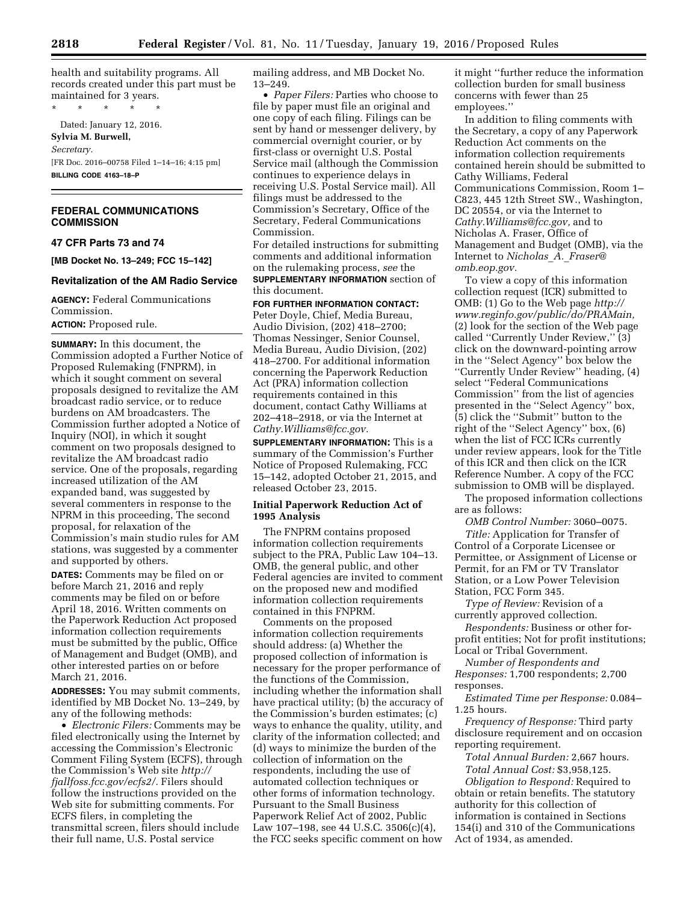health and suitability programs. All records created under this part must be maintained for 3 years.

\* \* \* \* \*

Dated: January 12, 2016.

**Sylvia M. Burwell,**

*Secretary.*

[FR Doc. 2016–00758 Filed 1–14–16; 4:15 pm]

**BILLING CODE 4163–18–P**

## FEDERAL COMMUNICATIONS COMMISSION

### 47 CFR Parts 73 and 74

**[MB Docket No. 13–249; FCC 15–142]**

### Revitalization of the AM Radio Service

**AGENCY:** Federal Communications Commission.

**ACTION:** Proposed rule.

**SUMMARY:** In this document, the Commission adopted a Further Notice of Proposed Rulemaking (FNPRM), in which it sought comment on several proposals designed to revitalize the AM broadcast radio service, or to reduce burdens on AM broadcasters. The Commission further adopted a Notice of Inquiry (NOI), in which it sought comment on two proposals designed to revitalize the AM broadcast radio service. One of the proposals, regarding increased utilization of the AM expanded band, was suggested by several commenters in response to the NPRM in this proceeding, The second proposal, for relaxation of the Commission's main studio rules for AM stations, was suggested by a commenter and supported by others.

**DATES:** Comments may be filed on or before March 21, 2016 and reply comments may be filed on or before April 18, 2016. Written comments on the Paperwork Reduction Act proposed information collection requirements must be submitted by the public, Office of Management and Budget (OMB), and other interested parties on or before March 21, 2016.

**ADDRESSES:** You may submit comments, identified by MB Docket No. 13–249, by any of the following methods:

- *Electronic Filers:* Comments may be filed electronically using the Internet by accessing the Commission's Electronic Comment Filing System (ECFS), through the Commission's Web site *http://fjallfoss.fcc.gov/ecfs2/.* Filers should follow the instructions provided on the Web site for submitting comments. For ECFS filers, in completing the transmittal screen, filers should include their full name, U.S. Postal service mailing address, and MB Docket No. 13–249.
- *Paper Filers:* Parties who choose to file by paper must file an original and one copy of each filing. Filings can be sent by hand or messenger delivery, by commercial overnight courier, or by first-class or overnight U.S. Postal Service mail (although the Commission continues to experience delays in receiving U.S. Postal Service mail). All filings must be addressed to the Commission's Secretary, Office of the Secretary, Federal Communications Commission.

For detailed instructions for submitting comments and additional information on the rulemaking process, *see* the **SUPPLEMENTARY INFORMATION** section of this document.

**FOR FURTHER INFORMATION CONTACT:** Peter Doyle, Chief, Media Bureau, Audio Division, (202) 418–2700; Thomas Nessinger, Senior Counsel, Media Bureau, Audio Division, (202) 418–2700. For additional information concerning the Paperwork Reduction Act (PRA) information collection requirements contained in this document, contact Cathy Williams at 202–418–2918, or via the Internet at *Cathy.Williams@fcc.gov.*

**SUPPLEMENTARY INFORMATION:** This is a summary of the Commission's Further Notice of Proposed Rulemaking, FCC 15–142, adopted October 21, 2015, and released October 23, 2015.

### Initial Paperwork Reduction Act of 1995 Analysis

The FNPRM contains proposed information collection requirements subject to the PRA, Public Law 104–13. OMB, the general public, and other Federal agencies are invited to comment on the proposed new and modified information collection requirements contained in this FNPRM.

Comments on the proposed information collection requirements should address: (a) Whether the proposed collection of information is necessary for the proper performance of the functions of the Commission, including whether the information shall have practical utility; (b) the accuracy of the Commission's burden estimates; (c) ways to enhance the quality, utility, and clarity of the information collected; and (d) ways to minimize the burden of the collection of information on the respondents, including the use of automated collection techniques or other forms of information technology. Pursuant to the Small Business Paperwork Relief Act of 2002, Public Law 107–198, see 44 U.S.C. 3506(c)(4), the FCC seeks specific comment on how it might "further reduce the information collection burden for small business concerns with fewer than 25 employees."

In addition to filing comments with the Secretary, a copy of any Paperwork Reduction Act comments on the information collection requirements contained herein should be submitted to Cathy Williams, Federal Communications Commission, Room 1–C823, 445 12th Street SW., Washington, DC 20554, or via the Internet to *Cathy.Williams@fcc.gov,* and to Nicholas A. Fraser, Office of Management and Budget (OMB), via the Internet to *Nicholas_A._Fraser@omb.eop.gov.*

To view a copy of this information collection request (ICR) submitted to OMB: (1) Go to the Web page *http://www.reginfo.gov/public/do/PRAMain,* (2) look for the section of the Web page called "Currently Under Review," (3) click on the downward-pointing arrow in the "Select Agency" box below the "Currently Under Review" heading, (4) select "Federal Communications Commission" from the list of agencies presented in the "Select Agency" box, (5) click the "Submit" button to the right of the "Select Agency" box, (6) when the list of FCC ICRs currently under review appears, look for the Title of this ICR and then click on the ICR Reference Number. A copy of the FCC submission to OMB will be displayed.

The proposed information collections are as follows:

*OMB Control Number:* 3060–0075.

*Title:* Application for Transfer of Control of a Corporate Licensee or Permittee, or Assignment of License or Permit, for an FM or TV Translator Station, or a Low Power Television Station, FCC Form 345.

*Type of Review:* Revision of a currently approved collection.

*Respondents:* Business or other for-profit entities; Not for profit institutions; Local or Tribal Government.

*Number of Respondents and Responses:* 1,700 respondents; 2,700 responses.

*Estimated Time per Response:* 0.084–1.25 hours.

*Frequency of Response:* Third party disclosure requirement and on occasion reporting requirement.

*Total Annual Burden:* 2,667 hours.

*Total Annual Cost:* $3,958,125.

*Obligation to Respond:* Required to obtain or retain benefits. The statutory authority for this collection of information is contained in Sections 154(i) and 310 of the Communications Act of 1934, as amended.